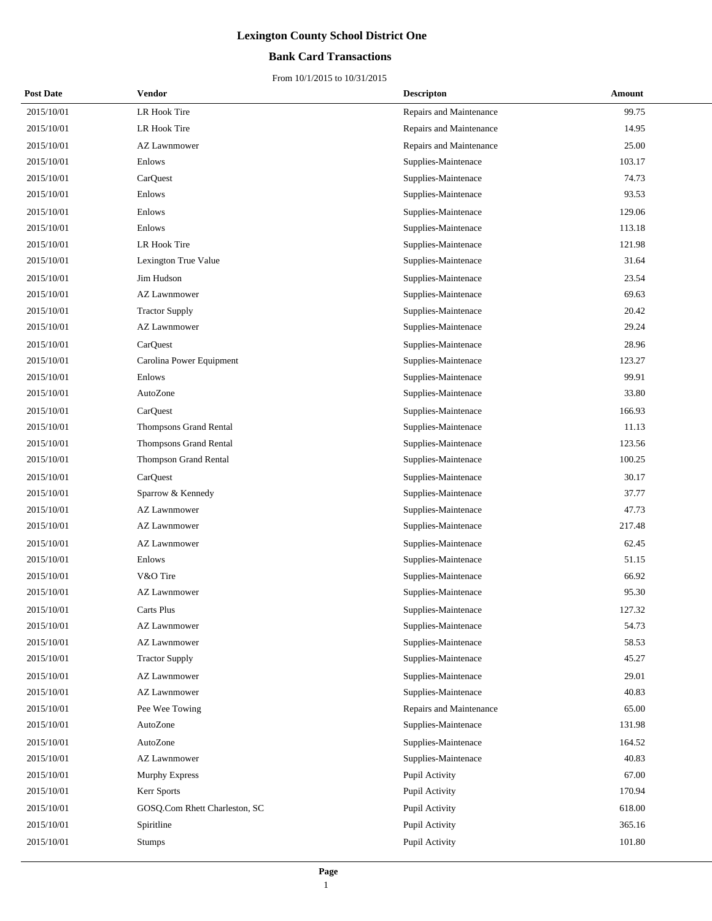# Lexington County School District One

## Bank Card Transactions

From 10/1/2015 to 10/31/2015

| Post Date | Vendor | Descripton | Amount |
|---|---|---|---|
| 2015/10/01 | LR Hook Tire | Repairs and Maintenance | 99.75 |
| 2015/10/01 | LR Hook Tire | Repairs and Maintenance | 14.95 |
| 2015/10/01 | AZ Lawnmower | Repairs and Maintenance | 25.00 |
| 2015/10/01 | Enlows | Supplies-Maintenace | 103.17 |
| 2015/10/01 | CarQuest | Supplies-Maintenace | 74.73 |
| 2015/10/01 | Enlows | Supplies-Maintenace | 93.53 |
| 2015/10/01 | Enlows | Supplies-Maintenace | 129.06 |
| 2015/10/01 | Enlows | Supplies-Maintenace | 113.18 |
| 2015/10/01 | LR Hook Tire | Supplies-Maintenace | 121.98 |
| 2015/10/01 | Lexington True Value | Supplies-Maintenace | 31.64 |
| 2015/10/01 | Jim Hudson | Supplies-Maintenace | 23.54 |
| 2015/10/01 | AZ Lawnmower | Supplies-Maintenace | 69.63 |
| 2015/10/01 | Tractor Supply | Supplies-Maintenace | 20.42 |
| 2015/10/01 | AZ Lawnmower | Supplies-Maintenace | 29.24 |
| 2015/10/01 | CarQuest | Supplies-Maintenace | 28.96 |
| 2015/10/01 | Carolina Power Equipment | Supplies-Maintenace | 123.27 |
| 2015/10/01 | Enlows | Supplies-Maintenace | 99.91 |
| 2015/10/01 | AutoZone | Supplies-Maintenace | 33.80 |
| 2015/10/01 | CarQuest | Supplies-Maintenace | 166.93 |
| 2015/10/01 | Thompsons Grand Rental | Supplies-Maintenace | 11.13 |
| 2015/10/01 | Thompsons Grand Rental | Supplies-Maintenace | 123.56 |
| 2015/10/01 | Thompson Grand Rental | Supplies-Maintenace | 100.25 |
| 2015/10/01 | CarQuest | Supplies-Maintenace | 30.17 |
| 2015/10/01 | Sparrow & Kennedy | Supplies-Maintenace | 37.77 |
| 2015/10/01 | AZ Lawnmower | Supplies-Maintenace | 47.73 |
| 2015/10/01 | AZ Lawnmower | Supplies-Maintenace | 217.48 |
| 2015/10/01 | AZ Lawnmower | Supplies-Maintenace | 62.45 |
| 2015/10/01 | Enlows | Supplies-Maintenace | 51.15 |
| 2015/10/01 | V&O Tire | Supplies-Maintenace | 66.92 |
| 2015/10/01 | AZ Lawnmower | Supplies-Maintenace | 95.30 |
| 2015/10/01 | Carts Plus | Supplies-Maintenace | 127.32 |
| 2015/10/01 | AZ Lawnmower | Supplies-Maintenace | 54.73 |
| 2015/10/01 | AZ Lawnmower | Supplies-Maintenace | 58.53 |
| 2015/10/01 | Tractor Supply | Supplies-Maintenace | 45.27 |
| 2015/10/01 | AZ Lawnmower | Supplies-Maintenace | 29.01 |
| 2015/10/01 | AZ Lawnmower | Supplies-Maintenace | 40.83 |
| 2015/10/01 | Pee Wee Towing | Repairs and Maintenance | 65.00 |
| 2015/10/01 | AutoZone | Supplies-Maintenace | 131.98 |
| 2015/10/01 | AutoZone | Supplies-Maintenace | 164.52 |
| 2015/10/01 | AZ Lawnmower | Supplies-Maintenace | 40.83 |
| 2015/10/01 | Murphy Express | Pupil Activity | 67.00 |
| 2015/10/01 | Kerr Sports | Pupil Activity | 170.94 |
| 2015/10/01 | GOSQ.Com Rhett Charleston, SC | Pupil Activity | 618.00 |
| 2015/10/01 | Spiritline | Pupil Activity | 365.16 |
| 2015/10/01 | Stumps | Pupil Activity | 101.80 |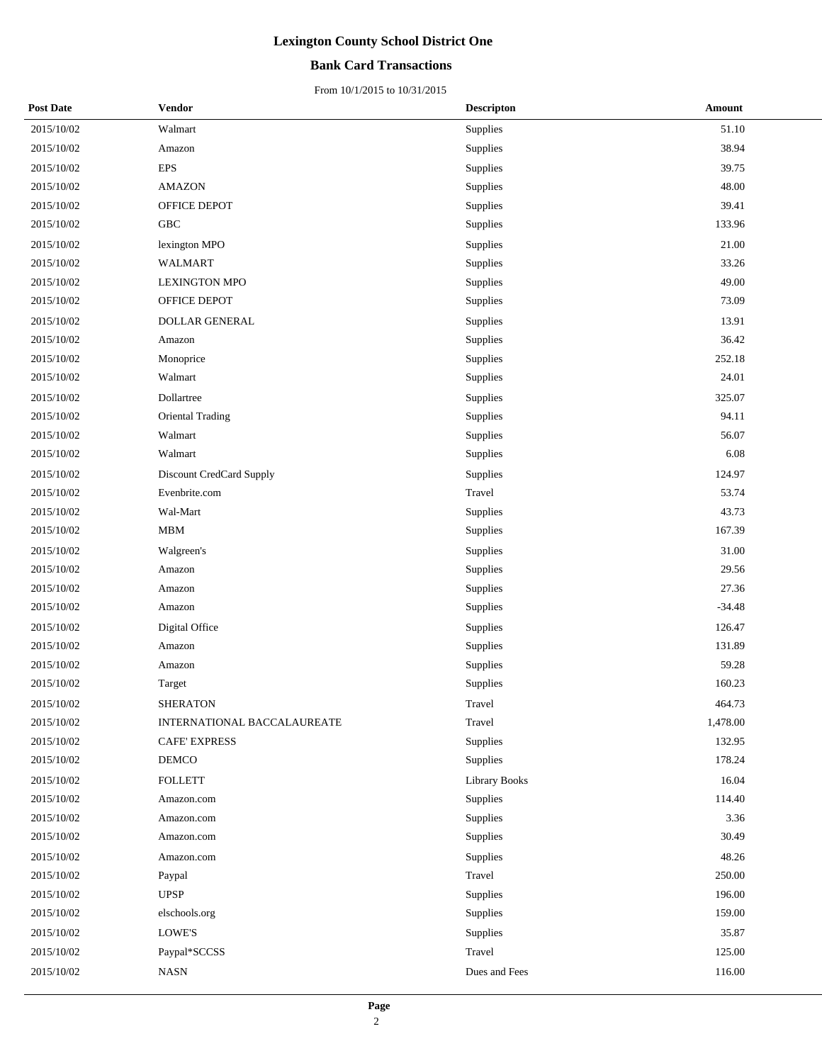# Lexington County School District One

## Bank Card Transactions

From 10/1/2015 to 10/31/2015

| Post Date | Vendor | Descripton | Amount |
|---|---|---|---|
| 2015/10/02 | Walmart | Supplies | 51.10 |
| 2015/10/02 | Amazon | Supplies | 38.94 |
| 2015/10/02 | EPS | Supplies | 39.75 |
| 2015/10/02 | AMAZON | Supplies | 48.00 |
| 2015/10/02 | OFFICE DEPOT | Supplies | 39.41 |
| 2015/10/02 | GBC | Supplies | 133.96 |
| 2015/10/02 | lexington MPO | Supplies | 21.00 |
| 2015/10/02 | WALMART | Supplies | 33.26 |
| 2015/10/02 | LEXINGTON MPO | Supplies | 49.00 |
| 2015/10/02 | OFFICE DEPOT | Supplies | 73.09 |
| 2015/10/02 | DOLLAR GENERAL | Supplies | 13.91 |
| 2015/10/02 | Amazon | Supplies | 36.42 |
| 2015/10/02 | Monoprice | Supplies | 252.18 |
| 2015/10/02 | Walmart | Supplies | 24.01 |
| 2015/10/02 | Dollartree | Supplies | 325.07 |
| 2015/10/02 | Oriental Trading | Supplies | 94.11 |
| 2015/10/02 | Walmart | Supplies | 56.07 |
| 2015/10/02 | Walmart | Supplies | 6.08 |
| 2015/10/02 | Discount CredCard Supply | Supplies | 124.97 |
| 2015/10/02 | Evenbrite.com | Travel | 53.74 |
| 2015/10/02 | Wal-Mart | Supplies | 43.73 |
| 2015/10/02 | MBM | Supplies | 167.39 |
| 2015/10/02 | Walgreen's | Supplies | 31.00 |
| 2015/10/02 | Amazon | Supplies | 29.56 |
| 2015/10/02 | Amazon | Supplies | 27.36 |
| 2015/10/02 | Amazon | Supplies | -34.48 |
| 2015/10/02 | Digital Office | Supplies | 126.47 |
| 2015/10/02 | Amazon | Supplies | 131.89 |
| 2015/10/02 | Amazon | Supplies | 59.28 |
| 2015/10/02 | Target | Supplies | 160.23 |
| 2015/10/02 | SHERATON | Travel | 464.73 |
| 2015/10/02 | INTERNATIONAL BACCALAUREATE | Travel | 1,478.00 |
| 2015/10/02 | CAFE' EXPRESS | Supplies | 132.95 |
| 2015/10/02 | DEMCO | Supplies | 178.24 |
| 2015/10/02 | FOLLETT | Library Books | 16.04 |
| 2015/10/02 | Amazon.com | Supplies | 114.40 |
| 2015/10/02 | Amazon.com | Supplies | 3.36 |
| 2015/10/02 | Amazon.com | Supplies | 30.49 |
| 2015/10/02 | Amazon.com | Supplies | 48.26 |
| 2015/10/02 | Paypal | Travel | 250.00 |
| 2015/10/02 | UPSP | Supplies | 196.00 |
| 2015/10/02 | elschools.org | Supplies | 159.00 |
| 2015/10/02 | LOWE'S | Supplies | 35.87 |
| 2015/10/02 | Paypal*SCCSS | Travel | 125.00 |
| 2015/10/02 | NASN | Dues and Fees | 116.00 |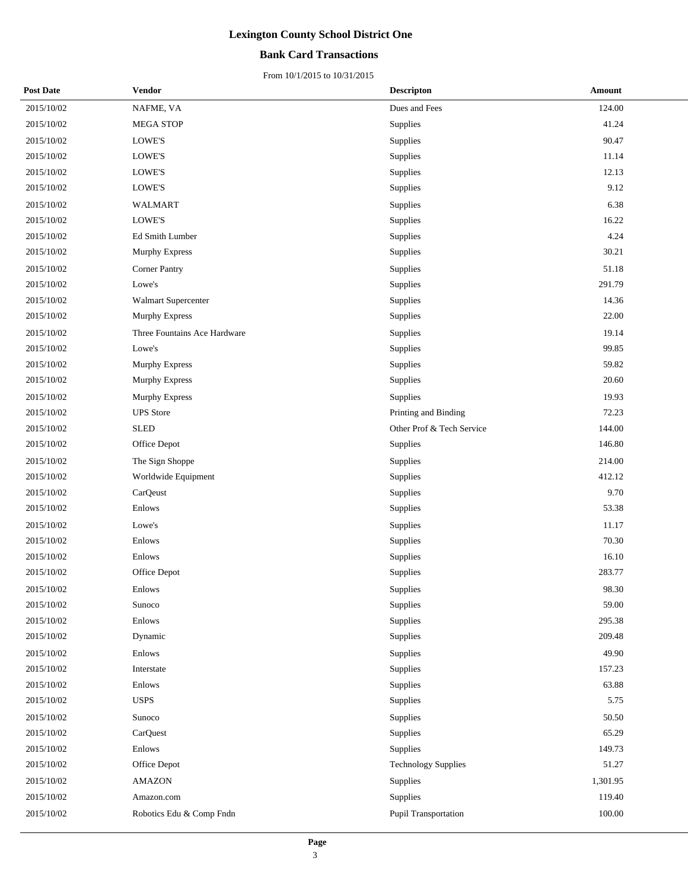# Lexington County School District One

## Bank Card Transactions

From 10/1/2015 to 10/31/2015

| Post Date | Vendor | Descripton | Amount |
|---|---|---|---|
| 2015/10/02 | NAFME, VA | Dues and Fees | 124.00 |
| 2015/10/02 | MEGA STOP | Supplies | 41.24 |
| 2015/10/02 | LOWE'S | Supplies | 90.47 |
| 2015/10/02 | LOWE'S | Supplies | 11.14 |
| 2015/10/02 | LOWE'S | Supplies | 12.13 |
| 2015/10/02 | LOWE'S | Supplies | 9.12 |
| 2015/10/02 | WALMART | Supplies | 6.38 |
| 2015/10/02 | LOWE'S | Supplies | 16.22 |
| 2015/10/02 | Ed Smith Lumber | Supplies | 4.24 |
| 2015/10/02 | Murphy Express | Supplies | 30.21 |
| 2015/10/02 | Corner Pantry | Supplies | 51.18 |
| 2015/10/02 | Lowe's | Supplies | 291.79 |
| 2015/10/02 | Walmart Supercenter | Supplies | 14.36 |
| 2015/10/02 | Murphy Express | Supplies | 22.00 |
| 2015/10/02 | Three Fountains Ace Hardware | Supplies | 19.14 |
| 2015/10/02 | Lowe's | Supplies | 99.85 |
| 2015/10/02 | Murphy Express | Supplies | 59.82 |
| 2015/10/02 | Murphy Express | Supplies | 20.60 |
| 2015/10/02 | Murphy Express | Supplies | 19.93 |
| 2015/10/02 | UPS Store | Printing and Binding | 72.23 |
| 2015/10/02 | SLED | Other Prof & Tech Service | 144.00 |
| 2015/10/02 | Office Depot | Supplies | 146.80 |
| 2015/10/02 | The Sign Shoppe | Supplies | 214.00 |
| 2015/10/02 | Worldwide Equipment | Supplies | 412.12 |
| 2015/10/02 | CarQeust | Supplies | 9.70 |
| 2015/10/02 | Enlows | Supplies | 53.38 |
| 2015/10/02 | Lowe's | Supplies | 11.17 |
| 2015/10/02 | Enlows | Supplies | 70.30 |
| 2015/10/02 | Enlows | Supplies | 16.10 |
| 2015/10/02 | Office Depot | Supplies | 283.77 |
| 2015/10/02 | Enlows | Supplies | 98.30 |
| 2015/10/02 | Sunoco | Supplies | 59.00 |
| 2015/10/02 | Enlows | Supplies | 295.38 |
| 2015/10/02 | Dynamic | Supplies | 209.48 |
| 2015/10/02 | Enlows | Supplies | 49.90 |
| 2015/10/02 | Interstate | Supplies | 157.23 |
| 2015/10/02 | Enlows | Supplies | 63.88 |
| 2015/10/02 | USPS | Supplies | 5.75 |
| 2015/10/02 | Sunoco | Supplies | 50.50 |
| 2015/10/02 | CarQuest | Supplies | 65.29 |
| 2015/10/02 | Enlows | Supplies | 149.73 |
| 2015/10/02 | Office Depot | Technology Supplies | 51.27 |
| 2015/10/02 | AMAZON | Supplies | 1,301.95 |
| 2015/10/02 | Amazon.com | Supplies | 119.40 |
| 2015/10/02 | Robotics Edu & Comp Fndn | Pupil Transportation | 100.00 |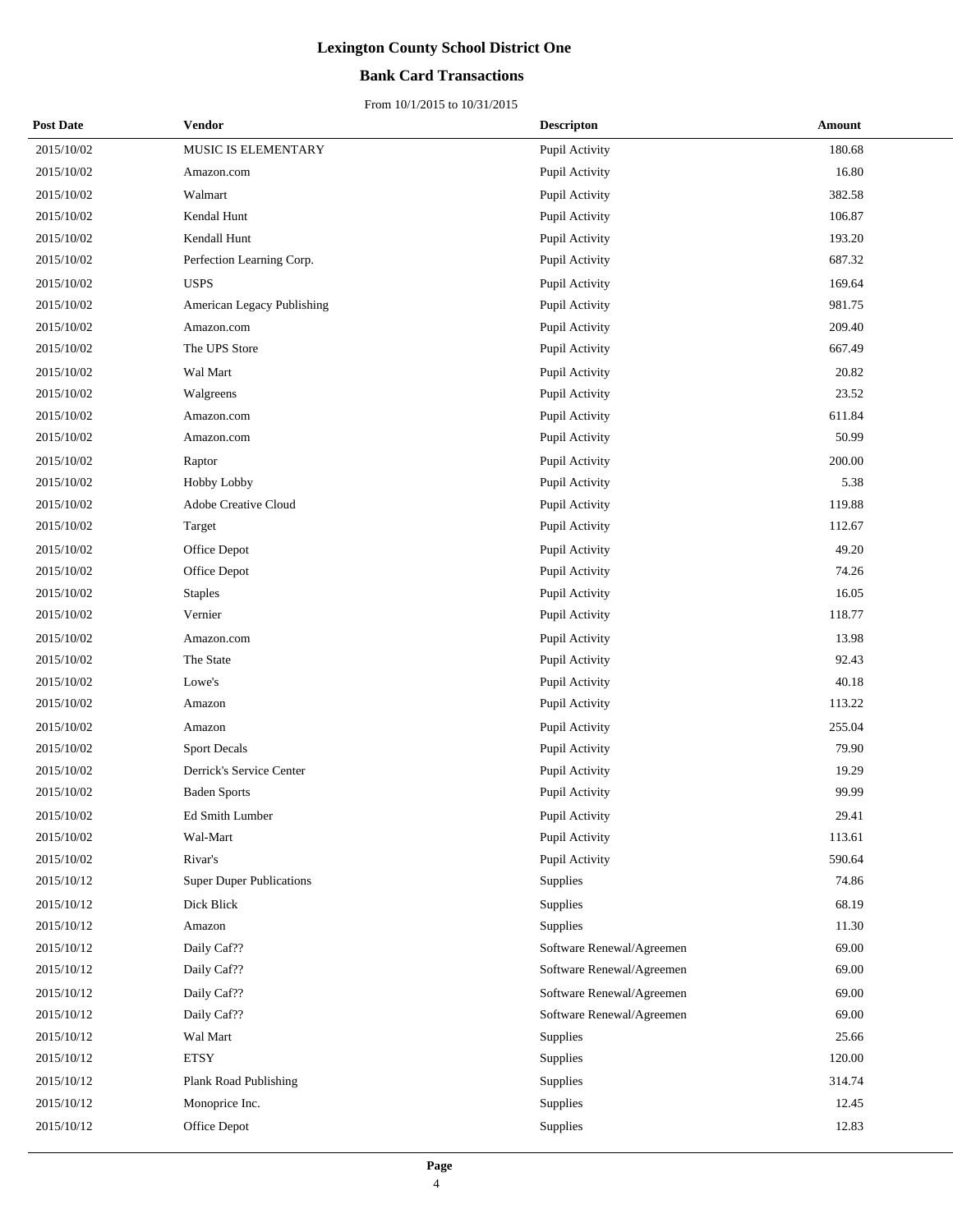# Lexington County School District One

## Bank Card Transactions

From 10/1/2015 to 10/31/2015

| Post Date | Vendor | Descripton | Amount |
|---|---|---|---|
| 2015/10/02 | MUSIC IS ELEMENTARY | Pupil Activity | 180.68 |
| 2015/10/02 | Amazon.com | Pupil Activity | 16.80 |
| 2015/10/02 | Walmart | Pupil Activity | 382.58 |
| 2015/10/02 | Kendal Hunt | Pupil Activity | 106.87 |
| 2015/10/02 | Kendall Hunt | Pupil Activity | 193.20 |
| 2015/10/02 | Perfection Learning Corp. | Pupil Activity | 687.32 |
| 2015/10/02 | USPS | Pupil Activity | 169.64 |
| 2015/10/02 | American Legacy Publishing | Pupil Activity | 981.75 |
| 2015/10/02 | Amazon.com | Pupil Activity | 209.40 |
| 2015/10/02 | The UPS Store | Pupil Activity | 667.49 |
| 2015/10/02 | Wal Mart | Pupil Activity | 20.82 |
| 2015/10/02 | Walgreens | Pupil Activity | 23.52 |
| 2015/10/02 | Amazon.com | Pupil Activity | 611.84 |
| 2015/10/02 | Amazon.com | Pupil Activity | 50.99 |
| 2015/10/02 | Raptor | Pupil Activity | 200.00 |
| 2015/10/02 | Hobby Lobby | Pupil Activity | 5.38 |
| 2015/10/02 | Adobe Creative Cloud | Pupil Activity | 119.88 |
| 2015/10/02 | Target | Pupil Activity | 112.67 |
| 2015/10/02 | Office Depot | Pupil Activity | 49.20 |
| 2015/10/02 | Office Depot | Pupil Activity | 74.26 |
| 2015/10/02 | Staples | Pupil Activity | 16.05 |
| 2015/10/02 | Vernier | Pupil Activity | 118.77 |
| 2015/10/02 | Amazon.com | Pupil Activity | 13.98 |
| 2015/10/02 | The State | Pupil Activity | 92.43 |
| 2015/10/02 | Lowe's | Pupil Activity | 40.18 |
| 2015/10/02 | Amazon | Pupil Activity | 113.22 |
| 2015/10/02 | Amazon | Pupil Activity | 255.04 |
| 2015/10/02 | Sport Decals | Pupil Activity | 79.90 |
| 2015/10/02 | Derrick's Service Center | Pupil Activity | 19.29 |
| 2015/10/02 | Baden Sports | Pupil Activity | 99.99 |
| 2015/10/02 | Ed Smith Lumber | Pupil Activity | 29.41 |
| 2015/10/02 | Wal-Mart | Pupil Activity | 113.61 |
| 2015/10/02 | Rivar's | Pupil Activity | 590.64 |
| 2015/10/12 | Super Duper Publications | Supplies | 74.86 |
| 2015/10/12 | Dick Blick | Supplies | 68.19 |
| 2015/10/12 | Amazon | Supplies | 11.30 |
| 2015/10/12 | Daily Caf?? | Software Renewal/Agreemen | 69.00 |
| 2015/10/12 | Daily Caf?? | Software Renewal/Agreemen | 69.00 |
| 2015/10/12 | Daily Caf?? | Software Renewal/Agreemen | 69.00 |
| 2015/10/12 | Daily Caf?? | Software Renewal/Agreemen | 69.00 |
| 2015/10/12 | Wal Mart | Supplies | 25.66 |
| 2015/10/12 | ETSY | Supplies | 120.00 |
| 2015/10/12 | Plank Road Publishing | Supplies | 314.74 |
| 2015/10/12 | Monoprice Inc. | Supplies | 12.45 |
| 2015/10/12 | Office Depot | Supplies | 12.83 |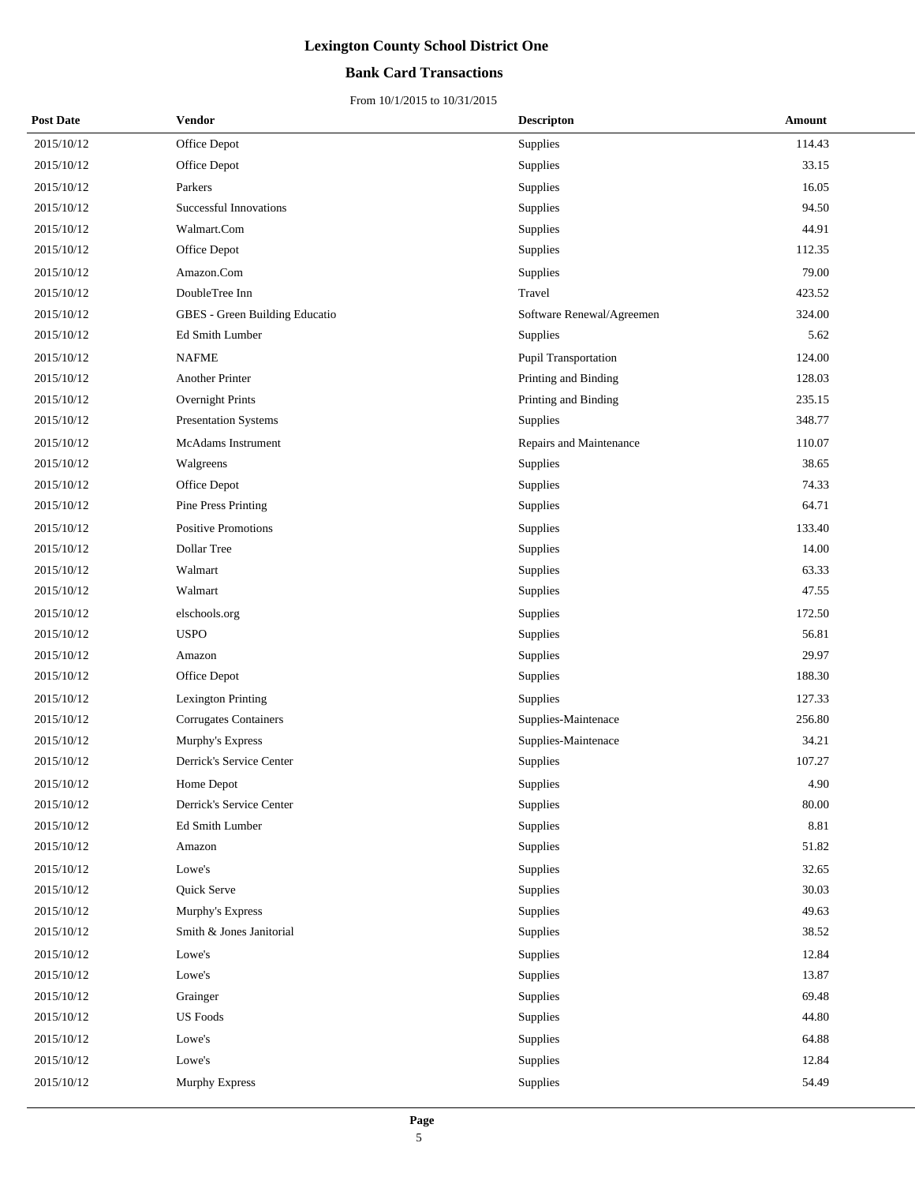# Lexington County School District One

## Bank Card Transactions

From 10/1/2015 to 10/31/2015

| Post Date | Vendor | Descripton | Amount |
|---|---|---|---|
| 2015/10/12 | Office Depot | Supplies | 114.43 |
| 2015/10/12 | Office Depot | Supplies | 33.15 |
| 2015/10/12 | Parkers | Supplies | 16.05 |
| 2015/10/12 | Successful Innovations | Supplies | 94.50 |
| 2015/10/12 | Walmart.Com | Supplies | 44.91 |
| 2015/10/12 | Office Depot | Supplies | 112.35 |
| 2015/10/12 | Amazon.Com | Supplies | 79.00 |
| 2015/10/12 | DoubleTree Inn | Travel | 423.52 |
| 2015/10/12 | GBES - Green Building Educatio | Software Renewal/Agreemen | 324.00 |
| 2015/10/12 | Ed Smith Lumber | Supplies | 5.62 |
| 2015/10/12 | NAFME | Pupil Transportation | 124.00 |
| 2015/10/12 | Another Printer | Printing and Binding | 128.03 |
| 2015/10/12 | Overnight Prints | Printing and Binding | 235.15 |
| 2015/10/12 | Presentation Systems | Supplies | 348.77 |
| 2015/10/12 | McAdams Instrument | Repairs and Maintenance | 110.07 |
| 2015/10/12 | Walgreens | Supplies | 38.65 |
| 2015/10/12 | Office Depot | Supplies | 74.33 |
| 2015/10/12 | Pine Press Printing | Supplies | 64.71 |
| 2015/10/12 | Positive Promotions | Supplies | 133.40 |
| 2015/10/12 | Dollar Tree | Supplies | 14.00 |
| 2015/10/12 | Walmart | Supplies | 63.33 |
| 2015/10/12 | Walmart | Supplies | 47.55 |
| 2015/10/12 | elschools.org | Supplies | 172.50 |
| 2015/10/12 | USPO | Supplies | 56.81 |
| 2015/10/12 | Amazon | Supplies | 29.97 |
| 2015/10/12 | Office Depot | Supplies | 188.30 |
| 2015/10/12 | Lexington Printing | Supplies | 127.33 |
| 2015/10/12 | Corrugates Containers | Supplies-Maintenace | 256.80 |
| 2015/10/12 | Murphy's Express | Supplies-Maintenace | 34.21 |
| 2015/10/12 | Derrick's Service Center | Supplies | 107.27 |
| 2015/10/12 | Home Depot | Supplies | 4.90 |
| 2015/10/12 | Derrick's Service Center | Supplies | 80.00 |
| 2015/10/12 | Ed Smith Lumber | Supplies | 8.81 |
| 2015/10/12 | Amazon | Supplies | 51.82 |
| 2015/10/12 | Lowe's | Supplies | 32.65 |
| 2015/10/12 | Quick Serve | Supplies | 30.03 |
| 2015/10/12 | Murphy's Express | Supplies | 49.63 |
| 2015/10/12 | Smith & Jones Janitorial | Supplies | 38.52 |
| 2015/10/12 | Lowe's | Supplies | 12.84 |
| 2015/10/12 | Lowe's | Supplies | 13.87 |
| 2015/10/12 | Grainger | Supplies | 69.48 |
| 2015/10/12 | US Foods | Supplies | 44.80 |
| 2015/10/12 | Lowe's | Supplies | 64.88 |
| 2015/10/12 | Lowe's | Supplies | 12.84 |
| 2015/10/12 | Murphy Express | Supplies | 54.49 |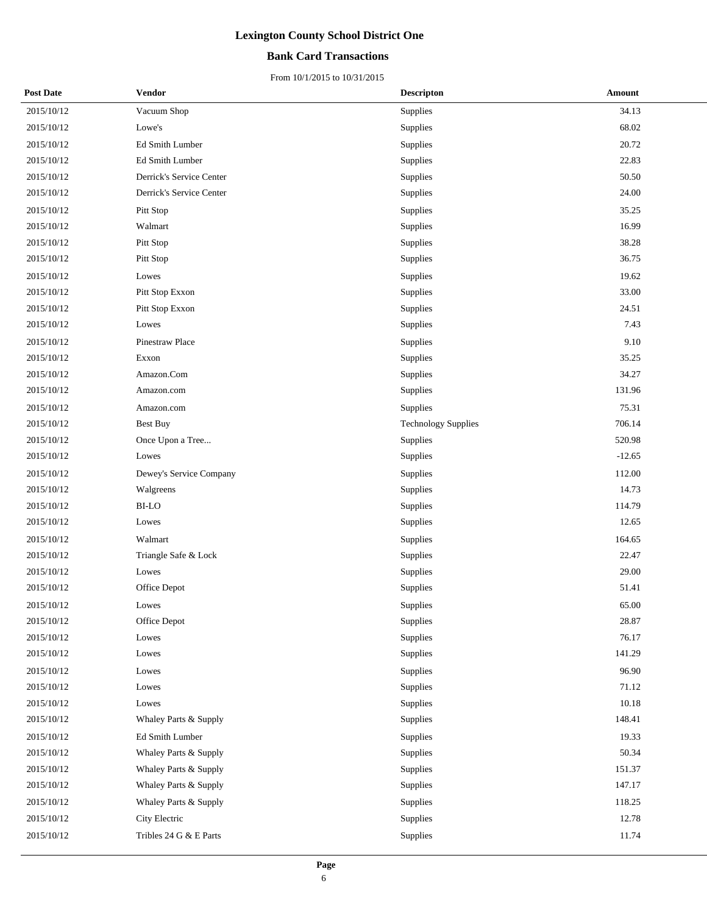# Lexington County School District One

## Bank Card Transactions

From 10/1/2015 to 10/31/2015

| Post Date | Vendor | Descripton | Amount |
|---|---|---|---|
| 2015/10/12 | Vacuum Shop | Supplies | 34.13 |
| 2015/10/12 | Lowe's | Supplies | 68.02 |
| 2015/10/12 | Ed Smith Lumber | Supplies | 20.72 |
| 2015/10/12 | Ed Smith Lumber | Supplies | 22.83 |
| 2015/10/12 | Derrick's Service Center | Supplies | 50.50 |
| 2015/10/12 | Derrick's Service Center | Supplies | 24.00 |
| 2015/10/12 | Pitt Stop | Supplies | 35.25 |
| 2015/10/12 | Walmart | Supplies | 16.99 |
| 2015/10/12 | Pitt Stop | Supplies | 38.28 |
| 2015/10/12 | Pitt Stop | Supplies | 36.75 |
| 2015/10/12 | Lowes | Supplies | 19.62 |
| 2015/10/12 | Pitt Stop Exxon | Supplies | 33.00 |
| 2015/10/12 | Pitt Stop Exxon | Supplies | 24.51 |
| 2015/10/12 | Lowes | Supplies | 7.43 |
| 2015/10/12 | Pinestraw Place | Supplies | 9.10 |
| 2015/10/12 | Exxon | Supplies | 35.25 |
| 2015/10/12 | Amazon.Com | Supplies | 34.27 |
| 2015/10/12 | Amazon.com | Supplies | 131.96 |
| 2015/10/12 | Amazon.com | Supplies | 75.31 |
| 2015/10/12 | Best Buy | Technology Supplies | 706.14 |
| 2015/10/12 | Once Upon a Tree... | Supplies | 520.98 |
| 2015/10/12 | Lowes | Supplies | -12.65 |
| 2015/10/12 | Dewey's Service Company | Supplies | 112.00 |
| 2015/10/12 | Walgreens | Supplies | 14.73 |
| 2015/10/12 | BI-LO | Supplies | 114.79 |
| 2015/10/12 | Lowes | Supplies | 12.65 |
| 2015/10/12 | Walmart | Supplies | 164.65 |
| 2015/10/12 | Triangle Safe & Lock | Supplies | 22.47 |
| 2015/10/12 | Lowes | Supplies | 29.00 |
| 2015/10/12 | Office Depot | Supplies | 51.41 |
| 2015/10/12 | Lowes | Supplies | 65.00 |
| 2015/10/12 | Office Depot | Supplies | 28.87 |
| 2015/10/12 | Lowes | Supplies | 76.17 |
| 2015/10/12 | Lowes | Supplies | 141.29 |
| 2015/10/12 | Lowes | Supplies | 96.90 |
| 2015/10/12 | Lowes | Supplies | 71.12 |
| 2015/10/12 | Lowes | Supplies | 10.18 |
| 2015/10/12 | Whaley Parts & Supply | Supplies | 148.41 |
| 2015/10/12 | Ed Smith Lumber | Supplies | 19.33 |
| 2015/10/12 | Whaley Parts & Supply | Supplies | 50.34 |
| 2015/10/12 | Whaley Parts & Supply | Supplies | 151.37 |
| 2015/10/12 | Whaley Parts & Supply | Supplies | 147.17 |
| 2015/10/12 | Whaley Parts & Supply | Supplies | 118.25 |
| 2015/10/12 | City Electric | Supplies | 12.78 |
| 2015/10/12 | Tribles 24 G & E Parts | Supplies | 11.74 |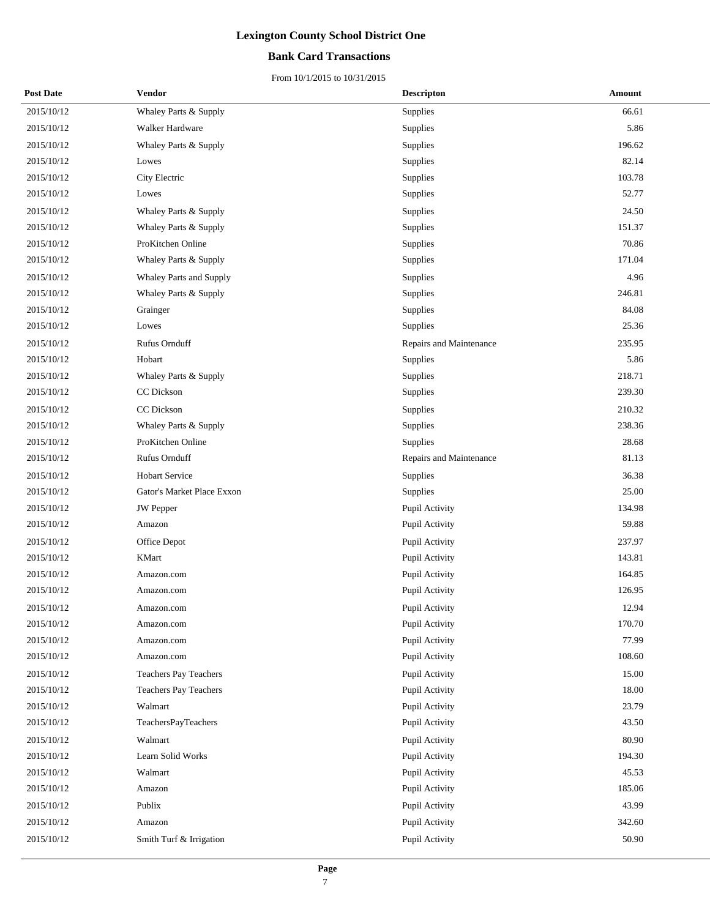# Lexington County School District One

## Bank Card Transactions

From 10/1/2015 to 10/31/2015

| Post Date | Vendor | Descripton | Amount |
|---|---|---|---|
| 2015/10/12 | Whaley Parts & Supply | Supplies | 66.61 |
| 2015/10/12 | Walker Hardware | Supplies | 5.86 |
| 2015/10/12 | Whaley Parts & Supply | Supplies | 196.62 |
| 2015/10/12 | Lowes | Supplies | 82.14 |
| 2015/10/12 | City Electric | Supplies | 103.78 |
| 2015/10/12 | Lowes | Supplies | 52.77 |
| 2015/10/12 | Whaley Parts & Supply | Supplies | 24.50 |
| 2015/10/12 | Whaley Parts & Supply | Supplies | 151.37 |
| 2015/10/12 | ProKitchen Online | Supplies | 70.86 |
| 2015/10/12 | Whaley Parts & Supply | Supplies | 171.04 |
| 2015/10/12 | Whaley Parts and Supply | Supplies | 4.96 |
| 2015/10/12 | Whaley Parts & Supply | Supplies | 246.81 |
| 2015/10/12 | Grainger | Supplies | 84.08 |
| 2015/10/12 | Lowes | Supplies | 25.36 |
| 2015/10/12 | Rufus Ornduff | Repairs and Maintenance | 235.95 |
| 2015/10/12 | Hobart | Supplies | 5.86 |
| 2015/10/12 | Whaley Parts & Supply | Supplies | 218.71 |
| 2015/10/12 | CC Dickson | Supplies | 239.30 |
| 2015/10/12 | CC Dickson | Supplies | 210.32 |
| 2015/10/12 | Whaley Parts & Supply | Supplies | 238.36 |
| 2015/10/12 | ProKitchen Online | Supplies | 28.68 |
| 2015/10/12 | Rufus Ornduff | Repairs and Maintenance | 81.13 |
| 2015/10/12 | Hobart Service | Supplies | 36.38 |
| 2015/10/12 | Gator's Market Place Exxon | Supplies | 25.00 |
| 2015/10/12 | JW Pepper | Pupil Activity | 134.98 |
| 2015/10/12 | Amazon | Pupil Activity | 59.88 |
| 2015/10/12 | Office Depot | Pupil Activity | 237.97 |
| 2015/10/12 | KMart | Pupil Activity | 143.81 |
| 2015/10/12 | Amazon.com | Pupil Activity | 164.85 |
| 2015/10/12 | Amazon.com | Pupil Activity | 126.95 |
| 2015/10/12 | Amazon.com | Pupil Activity | 12.94 |
| 2015/10/12 | Amazon.com | Pupil Activity | 170.70 |
| 2015/10/12 | Amazon.com | Pupil Activity | 77.99 |
| 2015/10/12 | Amazon.com | Pupil Activity | 108.60 |
| 2015/10/12 | Teachers Pay Teachers | Pupil Activity | 15.00 |
| 2015/10/12 | Teachers Pay Teachers | Pupil Activity | 18.00 |
| 2015/10/12 | Walmart | Pupil Activity | 23.79 |
| 2015/10/12 | TeachersPayTeachers | Pupil Activity | 43.50 |
| 2015/10/12 | Walmart | Pupil Activity | 80.90 |
| 2015/10/12 | Learn Solid Works | Pupil Activity | 194.30 |
| 2015/10/12 | Walmart | Pupil Activity | 45.53 |
| 2015/10/12 | Amazon | Pupil Activity | 185.06 |
| 2015/10/12 | Publix | Pupil Activity | 43.99 |
| 2015/10/12 | Amazon | Pupil Activity | 342.60 |
| 2015/10/12 | Smith Turf & Irrigation | Pupil Activity | 50.90 |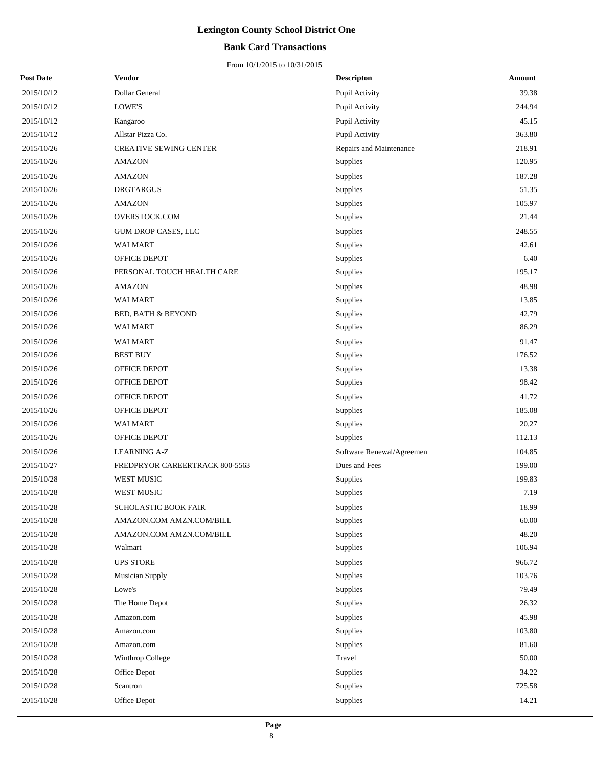# Lexington County School District One

## Bank Card Transactions

From 10/1/2015 to 10/31/2015

| Post Date | Vendor | Descripton | Amount |
|---|---|---|---|
| 2015/10/12 | Dollar General | Pupil Activity | 39.38 |
| 2015/10/12 | LOWE'S | Pupil Activity | 244.94 |
| 2015/10/12 | Kangaroo | Pupil Activity | 45.15 |
| 2015/10/12 | Allstar Pizza Co. | Pupil Activity | 363.80 |
| 2015/10/26 | CREATIVE SEWING CENTER | Repairs and Maintenance | 218.91 |
| 2015/10/26 | AMAZON | Supplies | 120.95 |
| 2015/10/26 | AMAZON | Supplies | 187.28 |
| 2015/10/26 | DRGTARGUS | Supplies | 51.35 |
| 2015/10/26 | AMAZON | Supplies | 105.97 |
| 2015/10/26 | OVERSTOCK.COM | Supplies | 21.44 |
| 2015/10/26 | GUM DROP CASES, LLC | Supplies | 248.55 |
| 2015/10/26 | WALMART | Supplies | 42.61 |
| 2015/10/26 | OFFICE DEPOT | Supplies | 6.40 |
| 2015/10/26 | PERSONAL TOUCH HEALTH CARE | Supplies | 195.17 |
| 2015/10/26 | AMAZON | Supplies | 48.98 |
| 2015/10/26 | WALMART | Supplies | 13.85 |
| 2015/10/26 | BED, BATH & BEYOND | Supplies | 42.79 |
| 2015/10/26 | WALMART | Supplies | 86.29 |
| 2015/10/26 | WALMART | Supplies | 91.47 |
| 2015/10/26 | BEST BUY | Supplies | 176.52 |
| 2015/10/26 | OFFICE DEPOT | Supplies | 13.38 |
| 2015/10/26 | OFFICE DEPOT | Supplies | 98.42 |
| 2015/10/26 | OFFICE DEPOT | Supplies | 41.72 |
| 2015/10/26 | OFFICE DEPOT | Supplies | 185.08 |
| 2015/10/26 | WALMART | Supplies | 20.27 |
| 2015/10/26 | OFFICE DEPOT | Supplies | 112.13 |
| 2015/10/26 | LEARNING A-Z | Software Renewal/Agreemen | 104.85 |
| 2015/10/27 | FREDPRYOR CAREERTRACK 800-5563 | Dues and Fees | 199.00 |
| 2015/10/28 | WEST MUSIC | Supplies | 199.83 |
| 2015/10/28 | WEST MUSIC | Supplies | 7.19 |
| 2015/10/28 | SCHOLASTIC BOOK FAIR | Supplies | 18.99 |
| 2015/10/28 | AMAZON.COM AMZN.COM/BILL | Supplies | 60.00 |
| 2015/10/28 | AMAZON.COM AMZN.COM/BILL | Supplies | 48.20 |
| 2015/10/28 | Walmart | Supplies | 106.94 |
| 2015/10/28 | UPS STORE | Supplies | 966.72 |
| 2015/10/28 | Musician Supply | Supplies | 103.76 |
| 2015/10/28 | Lowe's | Supplies | 79.49 |
| 2015/10/28 | The Home Depot | Supplies | 26.32 |
| 2015/10/28 | Amazon.com | Supplies | 45.98 |
| 2015/10/28 | Amazon.com | Supplies | 103.80 |
| 2015/10/28 | Amazon.com | Supplies | 81.60 |
| 2015/10/28 | Winthrop College | Travel | 50.00 |
| 2015/10/28 | Office Depot | Supplies | 34.22 |
| 2015/10/28 | Scantron | Supplies | 725.58 |
| 2015/10/28 | Office Depot | Supplies | 14.21 |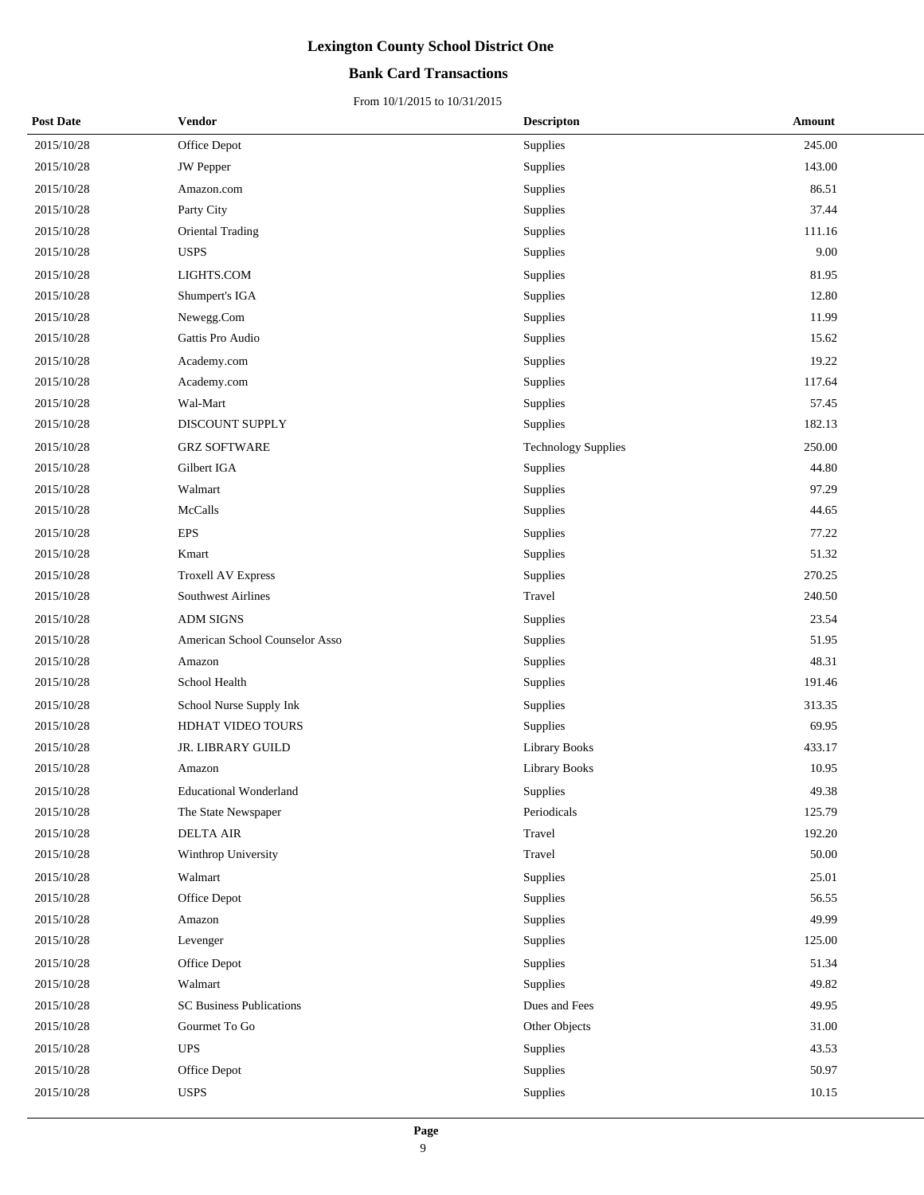# Lexington County School District One

## Bank Card Transactions

From 10/1/2015 to 10/31/2015

| Post Date | Vendor | Descripton | Amount |
|---|---|---|---|
| 2015/10/28 | Office Depot | Supplies | 245.00 |
| 2015/10/28 | JW Pepper | Supplies | 143.00 |
| 2015/10/28 | Amazon.com | Supplies | 86.51 |
| 2015/10/28 | Party City | Supplies | 37.44 |
| 2015/10/28 | Oriental Trading | Supplies | 111.16 |
| 2015/10/28 | USPS | Supplies | 9.00 |
| 2015/10/28 | LIGHTS.COM | Supplies | 81.95 |
| 2015/10/28 | Shumpert's IGA | Supplies | 12.80 |
| 2015/10/28 | Newegg.Com | Supplies | 11.99 |
| 2015/10/28 | Gattis Pro Audio | Supplies | 15.62 |
| 2015/10/28 | Academy.com | Supplies | 19.22 |
| 2015/10/28 | Academy.com | Supplies | 117.64 |
| 2015/10/28 | Wal-Mart | Supplies | 57.45 |
| 2015/10/28 | DISCOUNT SUPPLY | Supplies | 182.13 |
| 2015/10/28 | GRZ SOFTWARE | Technology Supplies | 250.00 |
| 2015/10/28 | Gilbert IGA | Supplies | 44.80 |
| 2015/10/28 | Walmart | Supplies | 97.29 |
| 2015/10/28 | McCalls | Supplies | 44.65 |
| 2015/10/28 | EPS | Supplies | 77.22 |
| 2015/10/28 | Kmart | Supplies | 51.32 |
| 2015/10/28 | Troxell AV Express | Supplies | 270.25 |
| 2015/10/28 | Southwest Airlines | Travel | 240.50 |
| 2015/10/28 | ADM SIGNS | Supplies | 23.54 |
| 2015/10/28 | American School Counselor Asso | Supplies | 51.95 |
| 2015/10/28 | Amazon | Supplies | 48.31 |
| 2015/10/28 | School Health | Supplies | 191.46 |
| 2015/10/28 | School Nurse Supply Ink | Supplies | 313.35 |
| 2015/10/28 | HDHAT VIDEO TOURS | Supplies | 69.95 |
| 2015/10/28 | JR. LIBRARY GUILD | Library Books | 433.17 |
| 2015/10/28 | Amazon | Library Books | 10.95 |
| 2015/10/28 | Educational Wonderland | Supplies | 49.38 |
| 2015/10/28 | The State Newspaper | Periodicals | 125.79 |
| 2015/10/28 | DELTA AIR | Travel | 192.20 |
| 2015/10/28 | Winthrop University | Travel | 50.00 |
| 2015/10/28 | Walmart | Supplies | 25.01 |
| 2015/10/28 | Office Depot | Supplies | 56.55 |
| 2015/10/28 | Amazon | Supplies | 49.99 |
| 2015/10/28 | Levenger | Supplies | 125.00 |
| 2015/10/28 | Office Depot | Supplies | 51.34 |
| 2015/10/28 | Walmart | Supplies | 49.82 |
| 2015/10/28 | SC Business Publications | Dues and Fees | 49.95 |
| 2015/10/28 | Gourmet To Go | Other Objects | 31.00 |
| 2015/10/28 | UPS | Supplies | 43.53 |
| 2015/10/28 | Office Depot | Supplies | 50.97 |
| 2015/10/28 | USPS | Supplies | 10.15 |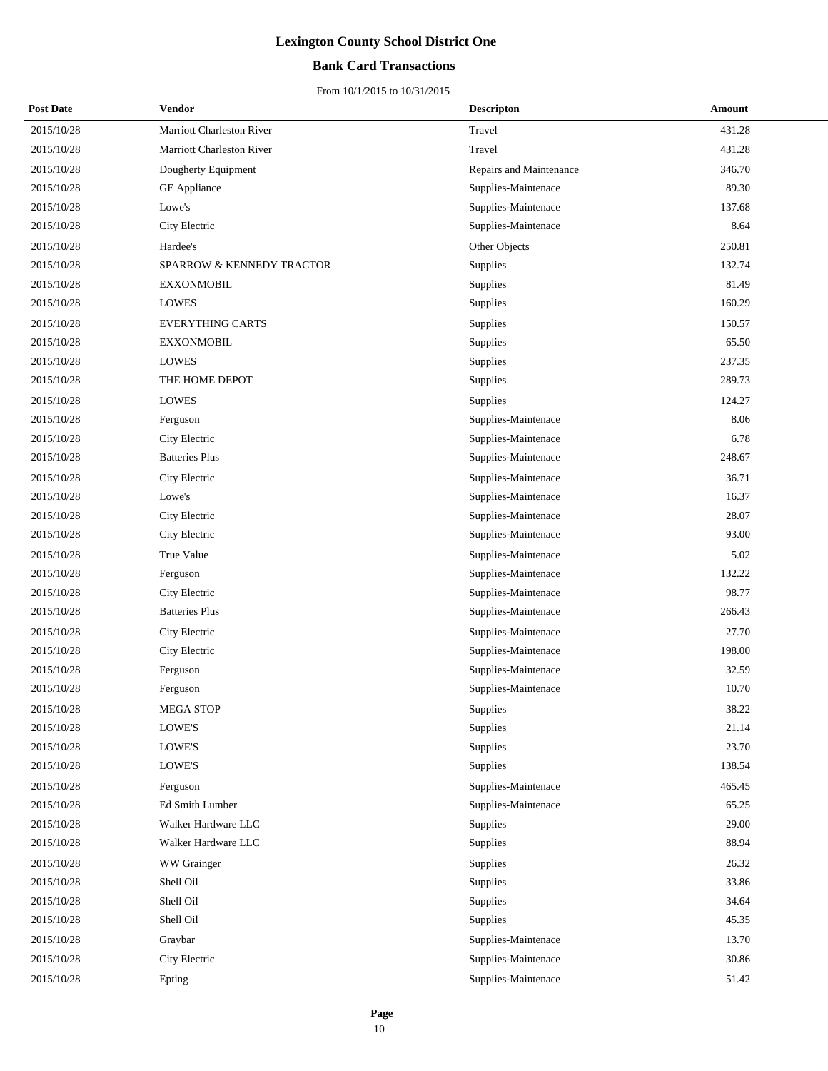# Lexington County School District One

## Bank Card Transactions

From 10/1/2015 to 10/31/2015

| Post Date | Vendor | Descripton | Amount |
|---|---|---|---|
| 2015/10/28 | Marriott Charleston River | Travel | 431.28 |
| 2015/10/28 | Marriott Charleston River | Travel | 431.28 |
| 2015/10/28 | Dougherty Equipment | Repairs and Maintenance | 346.70 |
| 2015/10/28 | GE Appliance | Supplies-Maintenace | 89.30 |
| 2015/10/28 | Lowe's | Supplies-Maintenace | 137.68 |
| 2015/10/28 | City Electric | Supplies-Maintenace | 8.64 |
| 2015/10/28 | Hardee's | Other Objects | 250.81 |
| 2015/10/28 | SPARROW & KENNEDY TRACTOR | Supplies | 132.74 |
| 2015/10/28 | EXXONMOBIL | Supplies | 81.49 |
| 2015/10/28 | LOWES | Supplies | 160.29 |
| 2015/10/28 | EVERYTHING CARTS | Supplies | 150.57 |
| 2015/10/28 | EXXONMOBIL | Supplies | 65.50 |
| 2015/10/28 | LOWES | Supplies | 237.35 |
| 2015/10/28 | THE HOME DEPOT | Supplies | 289.73 |
| 2015/10/28 | LOWES | Supplies | 124.27 |
| 2015/10/28 | Ferguson | Supplies-Maintenace | 8.06 |
| 2015/10/28 | City Electric | Supplies-Maintenace | 6.78 |
| 2015/10/28 | Batteries Plus | Supplies-Maintenace | 248.67 |
| 2015/10/28 | City Electric | Supplies-Maintenace | 36.71 |
| 2015/10/28 | Lowe's | Supplies-Maintenace | 16.37 |
| 2015/10/28 | City Electric | Supplies-Maintenace | 28.07 |
| 2015/10/28 | City Electric | Supplies-Maintenace | 93.00 |
| 2015/10/28 | True Value | Supplies-Maintenace | 5.02 |
| 2015/10/28 | Ferguson | Supplies-Maintenace | 132.22 |
| 2015/10/28 | City Electric | Supplies-Maintenace | 98.77 |
| 2015/10/28 | Batteries Plus | Supplies-Maintenace | 266.43 |
| 2015/10/28 | City Electric | Supplies-Maintenace | 27.70 |
| 2015/10/28 | City Electric | Supplies-Maintenace | 198.00 |
| 2015/10/28 | Ferguson | Supplies-Maintenace | 32.59 |
| 2015/10/28 | Ferguson | Supplies-Maintenace | 10.70 |
| 2015/10/28 | MEGA STOP | Supplies | 38.22 |
| 2015/10/28 | LOWE'S | Supplies | 21.14 |
| 2015/10/28 | LOWE'S | Supplies | 23.70 |
| 2015/10/28 | LOWE'S | Supplies | 138.54 |
| 2015/10/28 | Ferguson | Supplies-Maintenace | 465.45 |
| 2015/10/28 | Ed Smith Lumber | Supplies-Maintenace | 65.25 |
| 2015/10/28 | Walker Hardware LLC | Supplies | 29.00 |
| 2015/10/28 | Walker Hardware LLC | Supplies | 88.94 |
| 2015/10/28 | WW Grainger | Supplies | 26.32 |
| 2015/10/28 | Shell Oil | Supplies | 33.86 |
| 2015/10/28 | Shell Oil | Supplies | 34.64 |
| 2015/10/28 | Shell Oil | Supplies | 45.35 |
| 2015/10/28 | Graybar | Supplies-Maintenace | 13.70 |
| 2015/10/28 | City Electric | Supplies-Maintenace | 30.86 |
| 2015/10/28 | Epting | Supplies-Maintenace | 51.42 |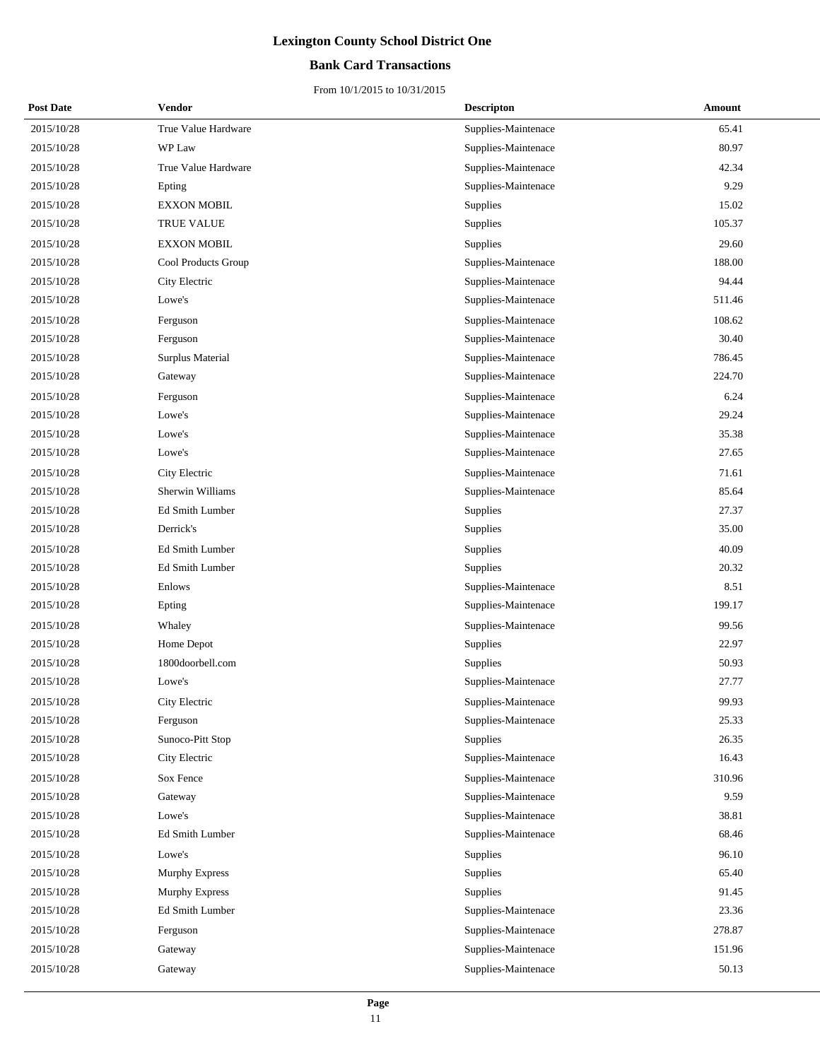# Lexington County School District One

## Bank Card Transactions

From 10/1/2015 to 10/31/2015

| Post Date | Vendor | Descripton | Amount |
|---|---|---|---|
| 2015/10/28 | True Value Hardware | Supplies-Maintenace | 65.41 |
| 2015/10/28 | WP Law | Supplies-Maintenace | 80.97 |
| 2015/10/28 | True Value Hardware | Supplies-Maintenace | 42.34 |
| 2015/10/28 | Epting | Supplies-Maintenace | 9.29 |
| 2015/10/28 | EXXON MOBIL | Supplies | 15.02 |
| 2015/10/28 | TRUE VALUE | Supplies | 105.37 |
| 2015/10/28 | EXXON MOBIL | Supplies | 29.60 |
| 2015/10/28 | Cool Products Group | Supplies-Maintenace | 188.00 |
| 2015/10/28 | City Electric | Supplies-Maintenace | 94.44 |
| 2015/10/28 | Lowe's | Supplies-Maintenace | 511.46 |
| 2015/10/28 | Ferguson | Supplies-Maintenace | 108.62 |
| 2015/10/28 | Ferguson | Supplies-Maintenace | 30.40 |
| 2015/10/28 | Surplus Material | Supplies-Maintenace | 786.45 |
| 2015/10/28 | Gateway | Supplies-Maintenace | 224.70 |
| 2015/10/28 | Ferguson | Supplies-Maintenace | 6.24 |
| 2015/10/28 | Lowe's | Supplies-Maintenace | 29.24 |
| 2015/10/28 | Lowe's | Supplies-Maintenace | 35.38 |
| 2015/10/28 | Lowe's | Supplies-Maintenace | 27.65 |
| 2015/10/28 | City Electric | Supplies-Maintenace | 71.61 |
| 2015/10/28 | Sherwin Williams | Supplies-Maintenace | 85.64 |
| 2015/10/28 | Ed Smith Lumber | Supplies | 27.37 |
| 2015/10/28 | Derrick's | Supplies | 35.00 |
| 2015/10/28 | Ed Smith Lumber | Supplies | 40.09 |
| 2015/10/28 | Ed Smith Lumber | Supplies | 20.32 |
| 2015/10/28 | Enlows | Supplies-Maintenace | 8.51 |
| 2015/10/28 | Epting | Supplies-Maintenace | 199.17 |
| 2015/10/28 | Whaley | Supplies-Maintenace | 99.56 |
| 2015/10/28 | Home Depot | Supplies | 22.97 |
| 2015/10/28 | 1800doorbell.com | Supplies | 50.93 |
| 2015/10/28 | Lowe's | Supplies-Maintenace | 27.77 |
| 2015/10/28 | City Electric | Supplies-Maintenace | 99.93 |
| 2015/10/28 | Ferguson | Supplies-Maintenace | 25.33 |
| 2015/10/28 | Sunoco-Pitt Stop | Supplies | 26.35 |
| 2015/10/28 | City Electric | Supplies-Maintenace | 16.43 |
| 2015/10/28 | Sox Fence | Supplies-Maintenace | 310.96 |
| 2015/10/28 | Gateway | Supplies-Maintenace | 9.59 |
| 2015/10/28 | Lowe's | Supplies-Maintenace | 38.81 |
| 2015/10/28 | Ed Smith Lumber | Supplies-Maintenace | 68.46 |
| 2015/10/28 | Lowe's | Supplies | 96.10 |
| 2015/10/28 | Murphy Express | Supplies | 65.40 |
| 2015/10/28 | Murphy Express | Supplies | 91.45 |
| 2015/10/28 | Ed Smith Lumber | Supplies-Maintenace | 23.36 |
| 2015/10/28 | Ferguson | Supplies-Maintenace | 278.87 |
| 2015/10/28 | Gateway | Supplies-Maintenace | 151.96 |
| 2015/10/28 | Gateway | Supplies-Maintenace | 50.13 |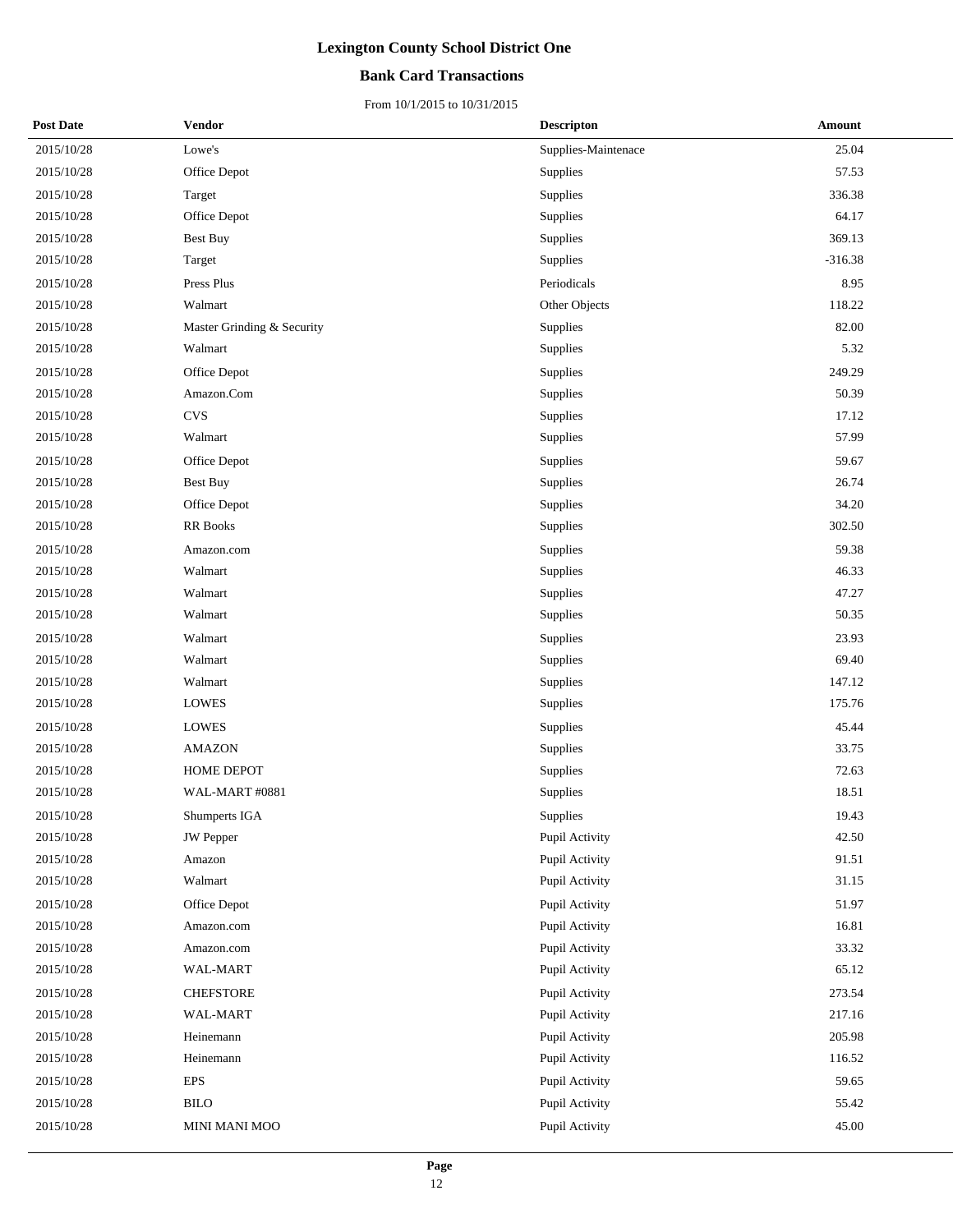# Lexington County School District One

## Bank Card Transactions

From 10/1/2015 to 10/31/2015

| Post Date | Vendor | Descripton | Amount |
|---|---|---|---|
| 2015/10/28 | Lowe's | Supplies-Maintenace | 25.04 |
| 2015/10/28 | Office Depot | Supplies | 57.53 |
| 2015/10/28 | Target | Supplies | 336.38 |
| 2015/10/28 | Office Depot | Supplies | 64.17 |
| 2015/10/28 | Best Buy | Supplies | 369.13 |
| 2015/10/28 | Target | Supplies | -316.38 |
| 2015/10/28 | Press Plus | Periodicals | 8.95 |
| 2015/10/28 | Walmart | Other Objects | 118.22 |
| 2015/10/28 | Master Grinding & Security | Supplies | 82.00 |
| 2015/10/28 | Walmart | Supplies | 5.32 |
| 2015/10/28 | Office Depot | Supplies | 249.29 |
| 2015/10/28 | Amazon.Com | Supplies | 50.39 |
| 2015/10/28 | CVS | Supplies | 17.12 |
| 2015/10/28 | Walmart | Supplies | 57.99 |
| 2015/10/28 | Office Depot | Supplies | 59.67 |
| 2015/10/28 | Best Buy | Supplies | 26.74 |
| 2015/10/28 | Office Depot | Supplies | 34.20 |
| 2015/10/28 | RR Books | Supplies | 302.50 |
| 2015/10/28 | Amazon.com | Supplies | 59.38 |
| 2015/10/28 | Walmart | Supplies | 46.33 |
| 2015/10/28 | Walmart | Supplies | 47.27 |
| 2015/10/28 | Walmart | Supplies | 50.35 |
| 2015/10/28 | Walmart | Supplies | 23.93 |
| 2015/10/28 | Walmart | Supplies | 69.40 |
| 2015/10/28 | Walmart | Supplies | 147.12 |
| 2015/10/28 | LOWES | Supplies | 175.76 |
| 2015/10/28 | LOWES | Supplies | 45.44 |
| 2015/10/28 | AMAZON | Supplies | 33.75 |
| 2015/10/28 | HOME DEPOT | Supplies | 72.63 |
| 2015/10/28 | WAL-MART #0881 | Supplies | 18.51 |
| 2015/10/28 | Shumperts IGA | Supplies | 19.43 |
| 2015/10/28 | JW Pepper | Pupil Activity | 42.50 |
| 2015/10/28 | Amazon | Pupil Activity | 91.51 |
| 2015/10/28 | Walmart | Pupil Activity | 31.15 |
| 2015/10/28 | Office Depot | Pupil Activity | 51.97 |
| 2015/10/28 | Amazon.com | Pupil Activity | 16.81 |
| 2015/10/28 | Amazon.com | Pupil Activity | 33.32 |
| 2015/10/28 | WAL-MART | Pupil Activity | 65.12 |
| 2015/10/28 | CHEFSTORE | Pupil Activity | 273.54 |
| 2015/10/28 | WAL-MART | Pupil Activity | 217.16 |
| 2015/10/28 | Heinemann | Pupil Activity | 205.98 |
| 2015/10/28 | Heinemann | Pupil Activity | 116.52 |
| 2015/10/28 | EPS | Pupil Activity | 59.65 |
| 2015/10/28 | BILO | Pupil Activity | 55.42 |
| 2015/10/28 | MINI MANI MOO | Pupil Activity | 45.00 |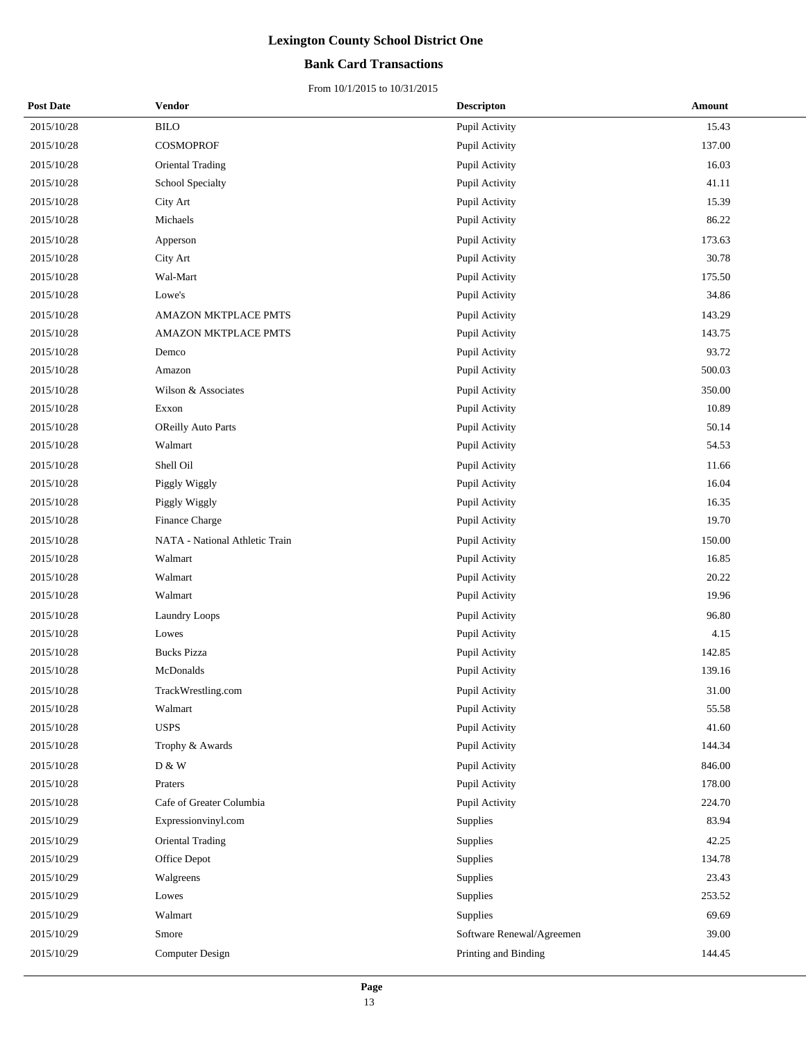# Lexington County School District One

## Bank Card Transactions

From 10/1/2015 to 10/31/2015

| Post Date | Vendor | Descripton | Amount |
|---|---|---|---|
| 2015/10/28 | BILO | Pupil Activity | 15.43 |
| 2015/10/28 | COSMOPROF | Pupil Activity | 137.00 |
| 2015/10/28 | Oriental Trading | Pupil Activity | 16.03 |
| 2015/10/28 | School Specialty | Pupil Activity | 41.11 |
| 2015/10/28 | City Art | Pupil Activity | 15.39 |
| 2015/10/28 | Michaels | Pupil Activity | 86.22 |
| 2015/10/28 | Apperson | Pupil Activity | 173.63 |
| 2015/10/28 | City Art | Pupil Activity | 30.78 |
| 2015/10/28 | Wal-Mart | Pupil Activity | 175.50 |
| 2015/10/28 | Lowe's | Pupil Activity | 34.86 |
| 2015/10/28 | AMAZON MKTPLACE PMTS | Pupil Activity | 143.29 |
| 2015/10/28 | AMAZON MKTPLACE PMTS | Pupil Activity | 143.75 |
| 2015/10/28 | Demco | Pupil Activity | 93.72 |
| 2015/10/28 | Amazon | Pupil Activity | 500.03 |
| 2015/10/28 | Wilson & Associates | Pupil Activity | 350.00 |
| 2015/10/28 | Exxon | Pupil Activity | 10.89 |
| 2015/10/28 | OReilly Auto Parts | Pupil Activity | 50.14 |
| 2015/10/28 | Walmart | Pupil Activity | 54.53 |
| 2015/10/28 | Shell Oil | Pupil Activity | 11.66 |
| 2015/10/28 | Piggly Wiggly | Pupil Activity | 16.04 |
| 2015/10/28 | Piggly Wiggly | Pupil Activity | 16.35 |
| 2015/10/28 | Finance Charge | Pupil Activity | 19.70 |
| 2015/10/28 | NATA - National Athletic Train | Pupil Activity | 150.00 |
| 2015/10/28 | Walmart | Pupil Activity | 16.85 |
| 2015/10/28 | Walmart | Pupil Activity | 20.22 |
| 2015/10/28 | Walmart | Pupil Activity | 19.96 |
| 2015/10/28 | Laundry Loops | Pupil Activity | 96.80 |
| 2015/10/28 | Lowes | Pupil Activity | 4.15 |
| 2015/10/28 | Bucks Pizza | Pupil Activity | 142.85 |
| 2015/10/28 | McDonalds | Pupil Activity | 139.16 |
| 2015/10/28 | TrackWrestling.com | Pupil Activity | 31.00 |
| 2015/10/28 | Walmart | Pupil Activity | 55.58 |
| 2015/10/28 | USPS | Pupil Activity | 41.60 |
| 2015/10/28 | Trophy & Awards | Pupil Activity | 144.34 |
| 2015/10/28 | D & W | Pupil Activity | 846.00 |
| 2015/10/28 | Praters | Pupil Activity | 178.00 |
| 2015/10/28 | Cafe of Greater Columbia | Pupil Activity | 224.70 |
| 2015/10/29 | Expressionvinyl.com | Supplies | 83.94 |
| 2015/10/29 | Oriental Trading | Supplies | 42.25 |
| 2015/10/29 | Office Depot | Supplies | 134.78 |
| 2015/10/29 | Walgreens | Supplies | 23.43 |
| 2015/10/29 | Lowes | Supplies | 253.52 |
| 2015/10/29 | Walmart | Supplies | 69.69 |
| 2015/10/29 | Smore | Software Renewal/Agreemen | 39.00 |
| 2015/10/29 | Computer Design | Printing and Binding | 144.45 |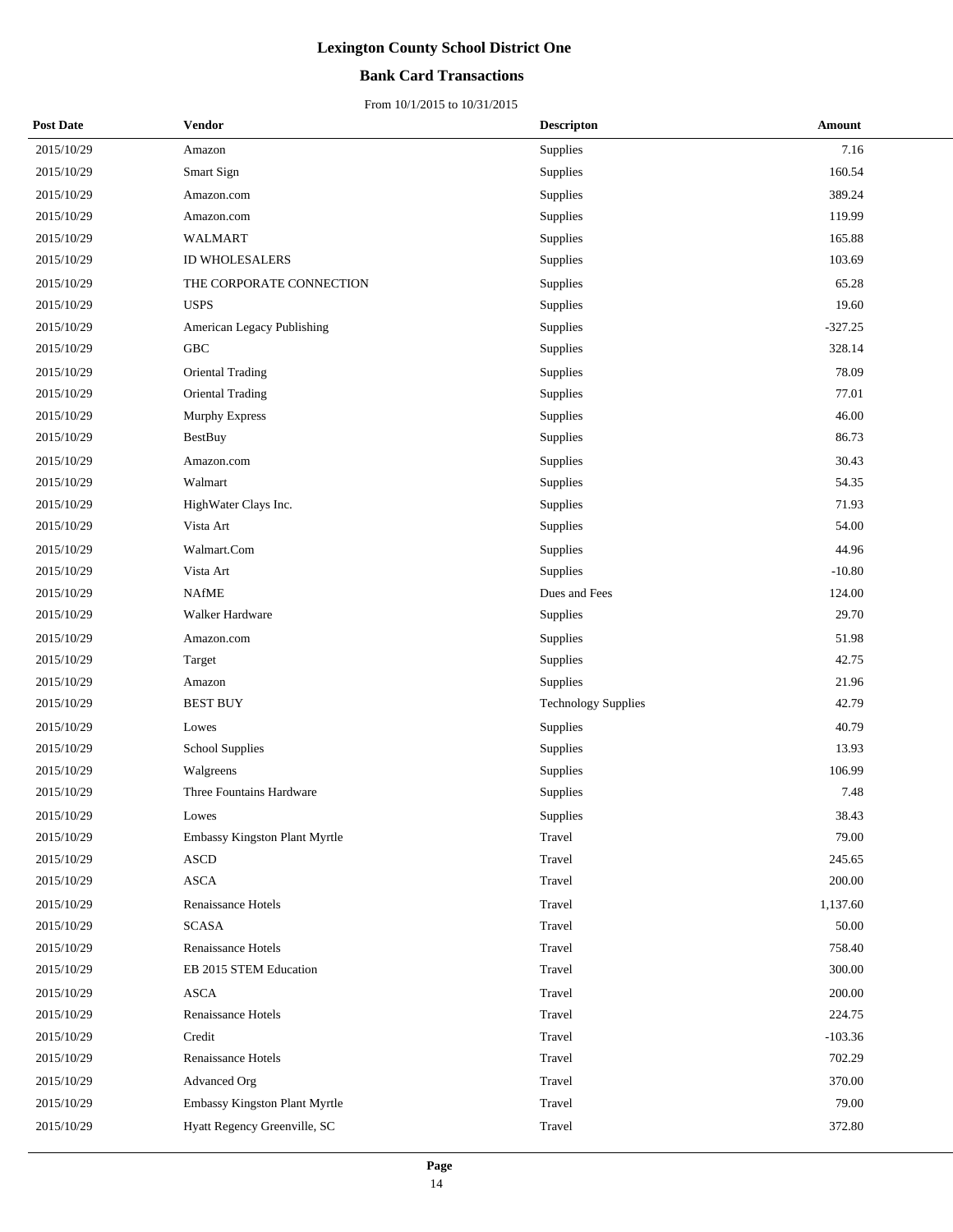# Lexington County School District One

## Bank Card Transactions

From 10/1/2015 to 10/31/2015

| Post Date | Vendor | Descripton | Amount |
|---|---|---|---|
| 2015/10/29 | Amazon | Supplies | 7.16 |
| 2015/10/29 | Smart Sign | Supplies | 160.54 |
| 2015/10/29 | Amazon.com | Supplies | 389.24 |
| 2015/10/29 | Amazon.com | Supplies | 119.99 |
| 2015/10/29 | WALMART | Supplies | 165.88 |
| 2015/10/29 | ID WHOLESALERS | Supplies | 103.69 |
| 2015/10/29 | THE CORPORATE CONNECTION | Supplies | 65.28 |
| 2015/10/29 | USPS | Supplies | 19.60 |
| 2015/10/29 | American Legacy Publishing | Supplies | -327.25 |
| 2015/10/29 | GBC | Supplies | 328.14 |
| 2015/10/29 | Oriental Trading | Supplies | 78.09 |
| 2015/10/29 | Oriental Trading | Supplies | 77.01 |
| 2015/10/29 | Murphy Express | Supplies | 46.00 |
| 2015/10/29 | BestBuy | Supplies | 86.73 |
| 2015/10/29 | Amazon.com | Supplies | 30.43 |
| 2015/10/29 | Walmart | Supplies | 54.35 |
| 2015/10/29 | HighWater Clays Inc. | Supplies | 71.93 |
| 2015/10/29 | Vista Art | Supplies | 54.00 |
| 2015/10/29 | Walmart.Com | Supplies | 44.96 |
| 2015/10/29 | Vista Art | Supplies | -10.80 |
| 2015/10/29 | NAfME | Dues and Fees | 124.00 |
| 2015/10/29 | Walker Hardware | Supplies | 29.70 |
| 2015/10/29 | Amazon.com | Supplies | 51.98 |
| 2015/10/29 | Target | Supplies | 42.75 |
| 2015/10/29 | Amazon | Supplies | 21.96 |
| 2015/10/29 | BEST BUY | Technology Supplies | 42.79 |
| 2015/10/29 | Lowes | Supplies | 40.79 |
| 2015/10/29 | School Supplies | Supplies | 13.93 |
| 2015/10/29 | Walgreens | Supplies | 106.99 |
| 2015/10/29 | Three Fountains Hardware | Supplies | 7.48 |
| 2015/10/29 | Lowes | Supplies | 38.43 |
| 2015/10/29 | Embassy Kingston Plant Myrtle | Travel | 79.00 |
| 2015/10/29 | ASCD | Travel | 245.65 |
| 2015/10/29 | ASCA | Travel | 200.00 |
| 2015/10/29 | Renaissance Hotels | Travel | 1,137.60 |
| 2015/10/29 | SCASA | Travel | 50.00 |
| 2015/10/29 | Renaissance Hotels | Travel | 758.40 |
| 2015/10/29 | EB 2015 STEM Education | Travel | 300.00 |
| 2015/10/29 | ASCA | Travel | 200.00 |
| 2015/10/29 | Renaissance Hotels | Travel | 224.75 |
| 2015/10/29 | Credit | Travel | -103.36 |
| 2015/10/29 | Renaissance Hotels | Travel | 702.29 |
| 2015/10/29 | Advanced Org | Travel | 370.00 |
| 2015/10/29 | Embassy Kingston Plant Myrtle | Travel | 79.00 |
| 2015/10/29 | Hyatt Regency Greenville, SC | Travel | 372.80 |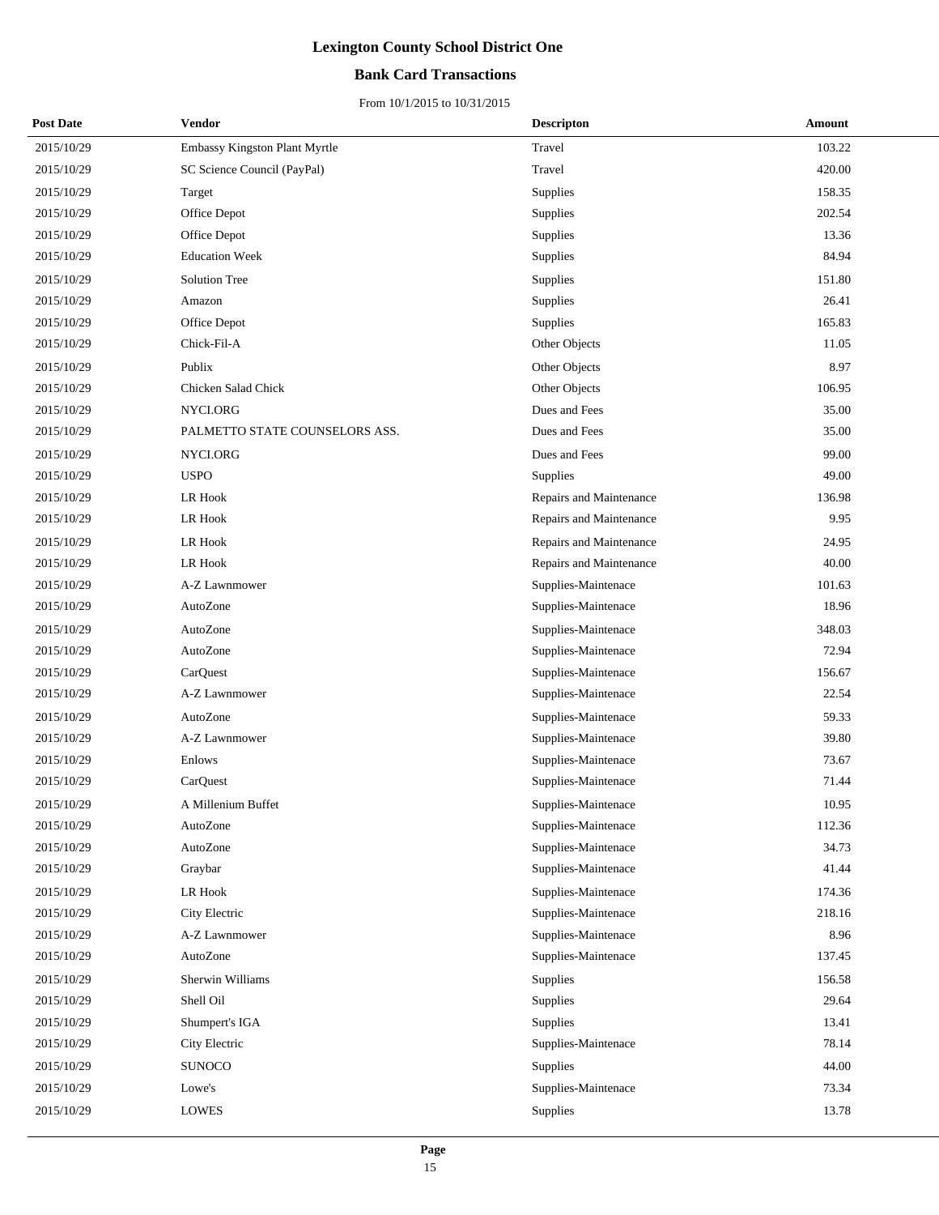# Lexington County School District One

## Bank Card Transactions

From 10/1/2015 to 10/31/2015

| Post Date | Vendor | Descripton | Amount |
|---|---|---|---|
| 2015/10/29 | Embassy Kingston Plant Myrtle | Travel | 103.22 |
| 2015/10/29 | SC Science Council (PayPal) | Travel | 420.00 |
| 2015/10/29 | Target | Supplies | 158.35 |
| 2015/10/29 | Office Depot | Supplies | 202.54 |
| 2015/10/29 | Office Depot | Supplies | 13.36 |
| 2015/10/29 | Education Week | Supplies | 84.94 |
| 2015/10/29 | Solution Tree | Supplies | 151.80 |
| 2015/10/29 | Amazon | Supplies | 26.41 |
| 2015/10/29 | Office Depot | Supplies | 165.83 |
| 2015/10/29 | Chick-Fil-A | Other Objects | 11.05 |
| 2015/10/29 | Publix | Other Objects | 8.97 |
| 2015/10/29 | Chicken Salad Chick | Other Objects | 106.95 |
| 2015/10/29 | NYCI.ORG | Dues and Fees | 35.00 |
| 2015/10/29 | PALMETTO STATE COUNSELORS ASS. | Dues and Fees | 35.00 |
| 2015/10/29 | NYCI.ORG | Dues and Fees | 99.00 |
| 2015/10/29 | USPO | Supplies | 49.00 |
| 2015/10/29 | LR Hook | Repairs and Maintenance | 136.98 |
| 2015/10/29 | LR Hook | Repairs and Maintenance | 9.95 |
| 2015/10/29 | LR Hook | Repairs and Maintenance | 24.95 |
| 2015/10/29 | LR Hook | Repairs and Maintenance | 40.00 |
| 2015/10/29 | A-Z Lawnmower | Supplies-Maintenace | 101.63 |
| 2015/10/29 | AutoZone | Supplies-Maintenace | 18.96 |
| 2015/10/29 | AutoZone | Supplies-Maintenace | 348.03 |
| 2015/10/29 | AutoZone | Supplies-Maintenace | 72.94 |
| 2015/10/29 | CarQuest | Supplies-Maintenace | 156.67 |
| 2015/10/29 | A-Z Lawnmower | Supplies-Maintenace | 22.54 |
| 2015/10/29 | AutoZone | Supplies-Maintenace | 59.33 |
| 2015/10/29 | A-Z Lawnmower | Supplies-Maintenace | 39.80 |
| 2015/10/29 | Enlows | Supplies-Maintenace | 73.67 |
| 2015/10/29 | CarQuest | Supplies-Maintenace | 71.44 |
| 2015/10/29 | A Millenium Buffet | Supplies-Maintenace | 10.95 |
| 2015/10/29 | AutoZone | Supplies-Maintenace | 112.36 |
| 2015/10/29 | AutoZone | Supplies-Maintenace | 34.73 |
| 2015/10/29 | Graybar | Supplies-Maintenace | 41.44 |
| 2015/10/29 | LR Hook | Supplies-Maintenace | 174.36 |
| 2015/10/29 | City Electric | Supplies-Maintenace | 218.16 |
| 2015/10/29 | A-Z Lawnmower | Supplies-Maintenace | 8.96 |
| 2015/10/29 | AutoZone | Supplies-Maintenace | 137.45 |
| 2015/10/29 | Sherwin Williams | Supplies | 156.58 |
| 2015/10/29 | Shell Oil | Supplies | 29.64 |
| 2015/10/29 | Shumpert's IGA | Supplies | 13.41 |
| 2015/10/29 | City Electric | Supplies-Maintenace | 78.14 |
| 2015/10/29 | SUNOCO | Supplies | 44.00 |
| 2015/10/29 | Lowe's | Supplies-Maintenace | 73.34 |
| 2015/10/29 | LOWES | Supplies | 13.78 |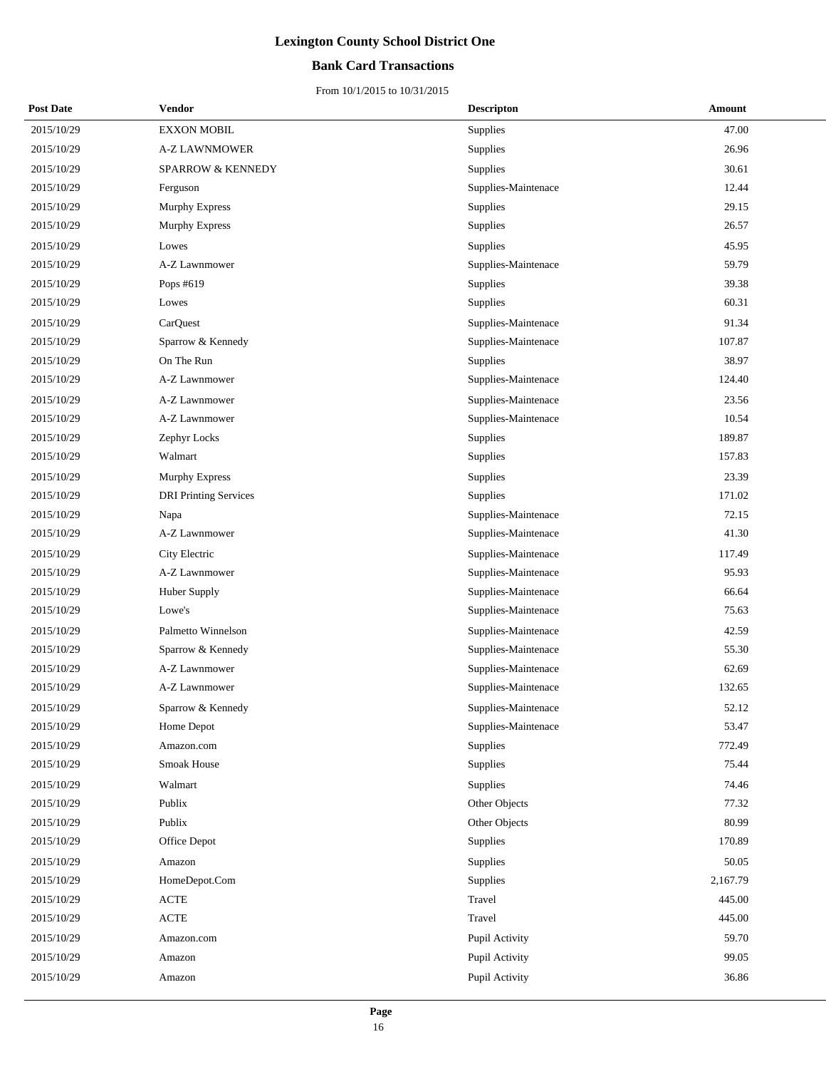# Lexington County School District One

## Bank Card Transactions

From 10/1/2015 to 10/31/2015

| Post Date | Vendor | Descripton | Amount |
|---|---|---|---|
| 2015/10/29 | EXXON MOBIL | Supplies | 47.00 |
| 2015/10/29 | A-Z LAWNMOWER | Supplies | 26.96 |
| 2015/10/29 | SPARROW & KENNEDY | Supplies | 30.61 |
| 2015/10/29 | Ferguson | Supplies-Maintenace | 12.44 |
| 2015/10/29 | Murphy Express | Supplies | 29.15 |
| 2015/10/29 | Murphy Express | Supplies | 26.57 |
| 2015/10/29 | Lowes | Supplies | 45.95 |
| 2015/10/29 | A-Z Lawnmower | Supplies-Maintenace | 59.79 |
| 2015/10/29 | Pops #619 | Supplies | 39.38 |
| 2015/10/29 | Lowes | Supplies | 60.31 |
| 2015/10/29 | CarQuest | Supplies-Maintenace | 91.34 |
| 2015/10/29 | Sparrow & Kennedy | Supplies-Maintenace | 107.87 |
| 2015/10/29 | On The Run | Supplies | 38.97 |
| 2015/10/29 | A-Z Lawnmower | Supplies-Maintenace | 124.40 |
| 2015/10/29 | A-Z Lawnmower | Supplies-Maintenace | 23.56 |
| 2015/10/29 | A-Z Lawnmower | Supplies-Maintenace | 10.54 |
| 2015/10/29 | Zephyr Locks | Supplies | 189.87 |
| 2015/10/29 | Walmart | Supplies | 157.83 |
| 2015/10/29 | Murphy Express | Supplies | 23.39 |
| 2015/10/29 | DRI Printing Services | Supplies | 171.02 |
| 2015/10/29 | Napa | Supplies-Maintenace | 72.15 |
| 2015/10/29 | A-Z Lawnmower | Supplies-Maintenace | 41.30 |
| 2015/10/29 | City Electric | Supplies-Maintenace | 117.49 |
| 2015/10/29 | A-Z Lawnmower | Supplies-Maintenace | 95.93 |
| 2015/10/29 | Huber Supply | Supplies-Maintenace | 66.64 |
| 2015/10/29 | Lowe's | Supplies-Maintenace | 75.63 |
| 2015/10/29 | Palmetto Winnelson | Supplies-Maintenace | 42.59 |
| 2015/10/29 | Sparrow & Kennedy | Supplies-Maintenace | 55.30 |
| 2015/10/29 | A-Z Lawnmower | Supplies-Maintenace | 62.69 |
| 2015/10/29 | A-Z Lawnmower | Supplies-Maintenace | 132.65 |
| 2015/10/29 | Sparrow & Kennedy | Supplies-Maintenace | 52.12 |
| 2015/10/29 | Home Depot | Supplies-Maintenace | 53.47 |
| 2015/10/29 | Amazon.com | Supplies | 772.49 |
| 2015/10/29 | Smoak House | Supplies | 75.44 |
| 2015/10/29 | Walmart | Supplies | 74.46 |
| 2015/10/29 | Publix | Other Objects | 77.32 |
| 2015/10/29 | Publix | Other Objects | 80.99 |
| 2015/10/29 | Office Depot | Supplies | 170.89 |
| 2015/10/29 | Amazon | Supplies | 50.05 |
| 2015/10/29 | HomeDepot.Com | Supplies | 2,167.79 |
| 2015/10/29 | ACTE | Travel | 445.00 |
| 2015/10/29 | ACTE | Travel | 445.00 |
| 2015/10/29 | Amazon.com | Pupil Activity | 59.70 |
| 2015/10/29 | Amazon | Pupil Activity | 99.05 |
| 2015/10/29 | Amazon | Pupil Activity | 36.86 |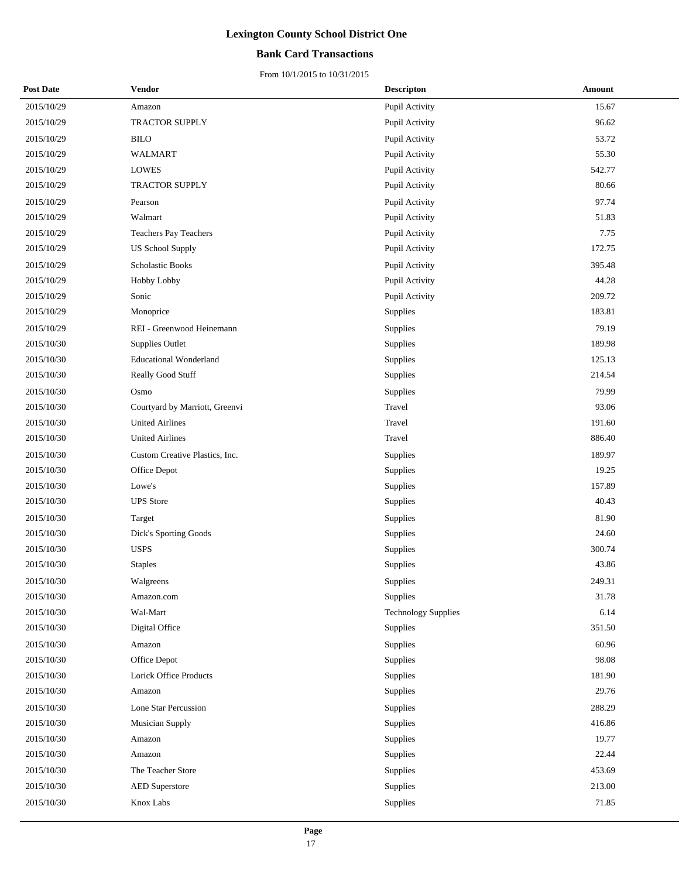# Lexington County School District One

## Bank Card Transactions

From 10/1/2015 to 10/31/2015

| Post Date | Vendor | Descripton | Amount |
|---|---|---|---|
| 2015/10/29 | Amazon | Pupil Activity | 15.67 |
| 2015/10/29 | TRACTOR SUPPLY | Pupil Activity | 96.62 |
| 2015/10/29 | BILO | Pupil Activity | 53.72 |
| 2015/10/29 | WALMART | Pupil Activity | 55.30 |
| 2015/10/29 | LOWES | Pupil Activity | 542.77 |
| 2015/10/29 | TRACTOR SUPPLY | Pupil Activity | 80.66 |
| 2015/10/29 | Pearson | Pupil Activity | 97.74 |
| 2015/10/29 | Walmart | Pupil Activity | 51.83 |
| 2015/10/29 | Teachers Pay Teachers | Pupil Activity | 7.75 |
| 2015/10/29 | US School Supply | Pupil Activity | 172.75 |
| 2015/10/29 | Scholastic Books | Pupil Activity | 395.48 |
| 2015/10/29 | Hobby Lobby | Pupil Activity | 44.28 |
| 2015/10/29 | Sonic | Pupil Activity | 209.72 |
| 2015/10/29 | Monoprice | Supplies | 183.81 |
| 2015/10/29 | REI - Greenwood Heinemann | Supplies | 79.19 |
| 2015/10/30 | Supplies Outlet | Supplies | 189.98 |
| 2015/10/30 | Educational Wonderland | Supplies | 125.13 |
| 2015/10/30 | Really Good Stuff | Supplies | 214.54 |
| 2015/10/30 | Osmo | Supplies | 79.99 |
| 2015/10/30 | Courtyard by Marriott, Greenvi | Travel | 93.06 |
| 2015/10/30 | United Airlines | Travel | 191.60 |
| 2015/10/30 | United Airlines | Travel | 886.40 |
| 2015/10/30 | Custom Creative Plastics, Inc. | Supplies | 189.97 |
| 2015/10/30 | Office Depot | Supplies | 19.25 |
| 2015/10/30 | Lowe's | Supplies | 157.89 |
| 2015/10/30 | UPS Store | Supplies | 40.43 |
| 2015/10/30 | Target | Supplies | 81.90 |
| 2015/10/30 | Dick's Sporting Goods | Supplies | 24.60 |
| 2015/10/30 | USPS | Supplies | 300.74 |
| 2015/10/30 | Staples | Supplies | 43.86 |
| 2015/10/30 | Walgreens | Supplies | 249.31 |
| 2015/10/30 | Amazon.com | Supplies | 31.78 |
| 2015/10/30 | Wal-Mart | Technology Supplies | 6.14 |
| 2015/10/30 | Digital Office | Supplies | 351.50 |
| 2015/10/30 | Amazon | Supplies | 60.96 |
| 2015/10/30 | Office Depot | Supplies | 98.08 |
| 2015/10/30 | Lorick Office Products | Supplies | 181.90 |
| 2015/10/30 | Amazon | Supplies | 29.76 |
| 2015/10/30 | Lone Star Percussion | Supplies | 288.29 |
| 2015/10/30 | Musician Supply | Supplies | 416.86 |
| 2015/10/30 | Amazon | Supplies | 19.77 |
| 2015/10/30 | Amazon | Supplies | 22.44 |
| 2015/10/30 | The Teacher Store | Supplies | 453.69 |
| 2015/10/30 | AED Superstore | Supplies | 213.00 |
| 2015/10/30 | Knox Labs | Supplies | 71.85 |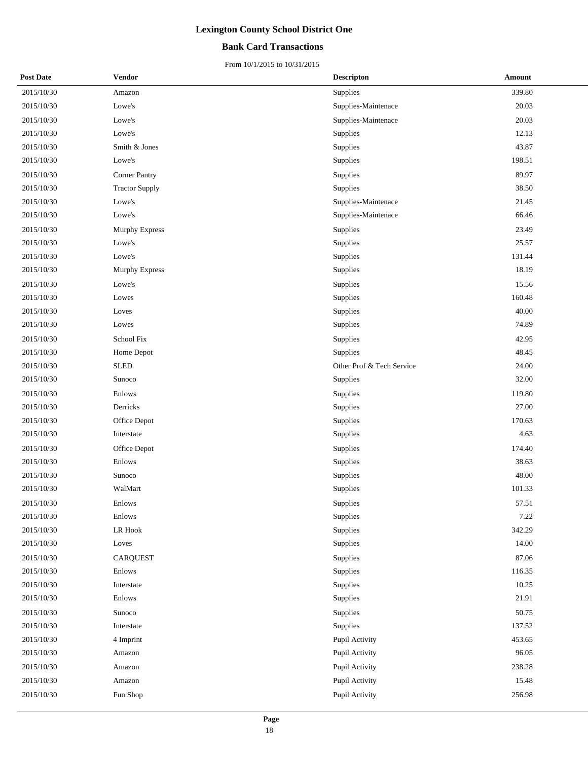# Lexington County School District One

## Bank Card Transactions

From 10/1/2015 to 10/31/2015

| Post Date | Vendor | Descripton | Amount |
|---|---|---|---|
| 2015/10/30 | Amazon | Supplies | 339.80 |
| 2015/10/30 | Lowe's | Supplies-Maintenace | 20.03 |
| 2015/10/30 | Lowe's | Supplies-Maintenace | 20.03 |
| 2015/10/30 | Lowe's | Supplies | 12.13 |
| 2015/10/30 | Smith & Jones | Supplies | 43.87 |
| 2015/10/30 | Lowe's | Supplies | 198.51 |
| 2015/10/30 | Corner Pantry | Supplies | 89.97 |
| 2015/10/30 | Tractor Supply | Supplies | 38.50 |
| 2015/10/30 | Lowe's | Supplies-Maintenace | 21.45 |
| 2015/10/30 | Lowe's | Supplies-Maintenace | 66.46 |
| 2015/10/30 | Murphy Express | Supplies | 23.49 |
| 2015/10/30 | Lowe's | Supplies | 25.57 |
| 2015/10/30 | Lowe's | Supplies | 131.44 |
| 2015/10/30 | Murphy Express | Supplies | 18.19 |
| 2015/10/30 | Lowe's | Supplies | 15.56 |
| 2015/10/30 | Lowes | Supplies | 160.48 |
| 2015/10/30 | Loves | Supplies | 40.00 |
| 2015/10/30 | Lowes | Supplies | 74.89 |
| 2015/10/30 | School Fix | Supplies | 42.95 |
| 2015/10/30 | Home Depot | Supplies | 48.45 |
| 2015/10/30 | SLED | Other Prof & Tech Service | 24.00 |
| 2015/10/30 | Sunoco | Supplies | 32.00 |
| 2015/10/30 | Enlows | Supplies | 119.80 |
| 2015/10/30 | Derricks | Supplies | 27.00 |
| 2015/10/30 | Office Depot | Supplies | 170.63 |
| 2015/10/30 | Interstate | Supplies | 4.63 |
| 2015/10/30 | Office Depot | Supplies | 174.40 |
| 2015/10/30 | Enlows | Supplies | 38.63 |
| 2015/10/30 | Sunoco | Supplies | 48.00 |
| 2015/10/30 | WalMart | Supplies | 101.33 |
| 2015/10/30 | Enlows | Supplies | 57.51 |
| 2015/10/30 | Enlows | Supplies | 7.22 |
| 2015/10/30 | LR Hook | Supplies | 342.29 |
| 2015/10/30 | Loves | Supplies | 14.00 |
| 2015/10/30 | CARQUEST | Supplies | 87.06 |
| 2015/10/30 | Enlows | Supplies | 116.35 |
| 2015/10/30 | Interstate | Supplies | 10.25 |
| 2015/10/30 | Enlows | Supplies | 21.91 |
| 2015/10/30 | Sunoco | Supplies | 50.75 |
| 2015/10/30 | Interstate | Supplies | 137.52 |
| 2015/10/30 | 4 Imprint | Pupil Activity | 453.65 |
| 2015/10/30 | Amazon | Pupil Activity | 96.05 |
| 2015/10/30 | Amazon | Pupil Activity | 238.28 |
| 2015/10/30 | Amazon | Pupil Activity | 15.48 |
| 2015/10/30 | Fun Shop | Pupil Activity | 256.98 |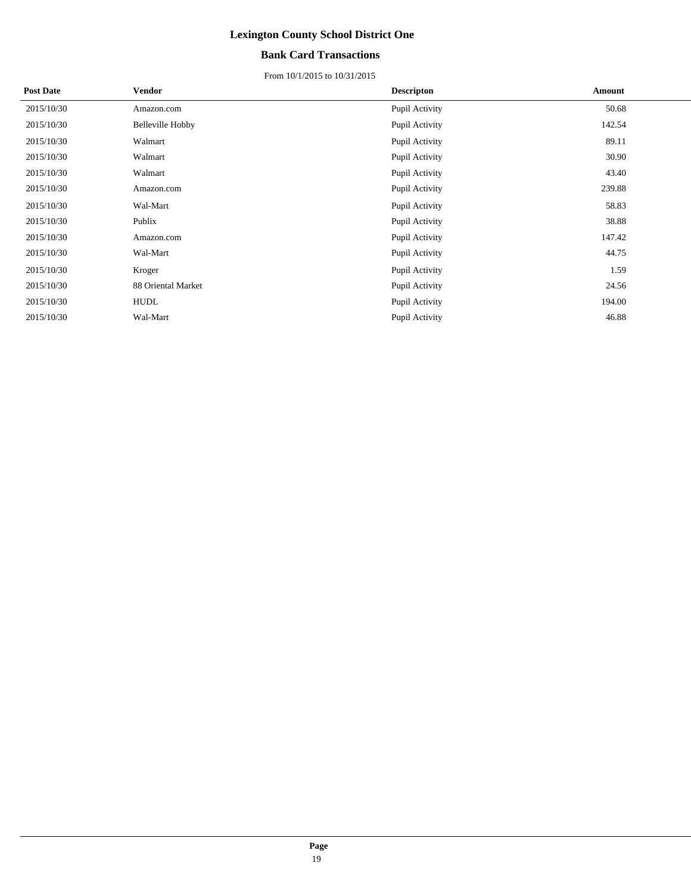# Lexington County School District One

## Bank Card Transactions

From 10/1/2015 to 10/31/2015

| Post Date | Vendor | Descripton | Amount |
|---|---|---|---|
| 2015/10/30 | Amazon.com | Pupil Activity | 50.68 |
| 2015/10/30 | Belleville Hobby | Pupil Activity | 142.54 |
| 2015/10/30 | Walmart | Pupil Activity | 89.11 |
| 2015/10/30 | Walmart | Pupil Activity | 30.90 |
| 2015/10/30 | Walmart | Pupil Activity | 43.40 |
| 2015/10/30 | Amazon.com | Pupil Activity | 239.88 |
| 2015/10/30 | Wal-Mart | Pupil Activity | 58.83 |
| 2015/10/30 | Publix | Pupil Activity | 38.88 |
| 2015/10/30 | Amazon.com | Pupil Activity | 147.42 |
| 2015/10/30 | Wal-Mart | Pupil Activity | 44.75 |
| 2015/10/30 | Kroger | Pupil Activity | 1.59 |
| 2015/10/30 | 88 Oriental Market | Pupil Activity | 24.56 |
| 2015/10/30 | HUDL | Pupil Activity | 194.00 |
| 2015/10/30 | Wal-Mart | Pupil Activity | 46.88 |